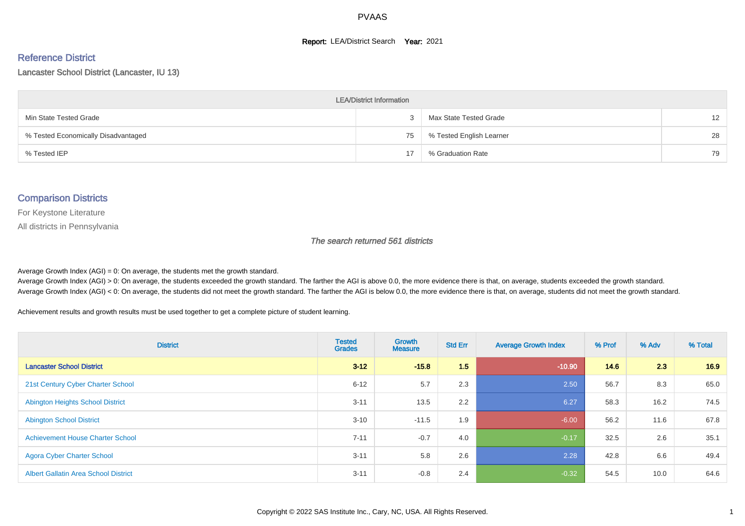# PVAAS

**Report:** LEA/District Search **Year:** 2021

## Reference District

Lancaster School District (Lancaster, IU 13)

| LEA/District Information | | | |
|---|---|---|---|
| Min State Tested Grade | 3 | Max State Tested Grade | 12 |
| % Tested Economically Disadvantaged | 75 | % Tested English Learner | 28 |
| % Tested IEP | 17 | % Graduation Rate | 79 |

## Comparison Districts

For Keystone Literature

All districts in Pennsylvania

*The search returned 561 districts*

Average Growth Index (AGI) = 0: On average, the students met the growth standard.
Average Growth Index (AGI) > 0: On average, the students exceeded the growth standard. The farther the AGI is above 0.0, the more evidence there is that, on average, students exceeded the growth standard.
Average Growth Index (AGI) < 0: On average, the students did not meet the growth standard. The farther the AGI is below 0.0, the more evidence there is that, on average, students did not meet the growth standard.

Achievement results and growth results must be used together to get a complete picture of student learning.

| District | Tested Grades | Growth Measure | Std Err | Average Growth Index | % Prof | % Adv | % Total |
|---|---|---|---|---|---|---|---|
| **Lancaster School District** | **3-12** | **-15.8** | **1.5** | **-10.90** | **14.6** | **2.3** | **16.9** |
| 21st Century Cyber Charter School | 6-12 | 5.7 | 2.3 | 2.50 | 56.7 | 8.3 | 65.0 |
| Abington Heights School District | 3-11 | 13.5 | 2.2 | 6.27 | 58.3 | 16.2 | 74.5 |
| Abington School District | 3-10 | -11.5 | 1.9 | -6.00 | 56.2 | 11.6 | 67.8 |
| Achievement House Charter School | 7-11 | -0.7 | 4.0 | -0.17 | 32.5 | 2.6 | 35.1 |
| Agora Cyber Charter School | 3-11 | 5.8 | 2.6 | 2.28 | 42.8 | 6.6 | 49.4 |
| Albert Gallatin Area School District | 3-11 | -0.8 | 2.4 | -0.32 | 54.5 | 10.0 | 64.6 |

Copyright © 2022 SAS Institute Inc., Cary, NC, USA. All Rights Reserved.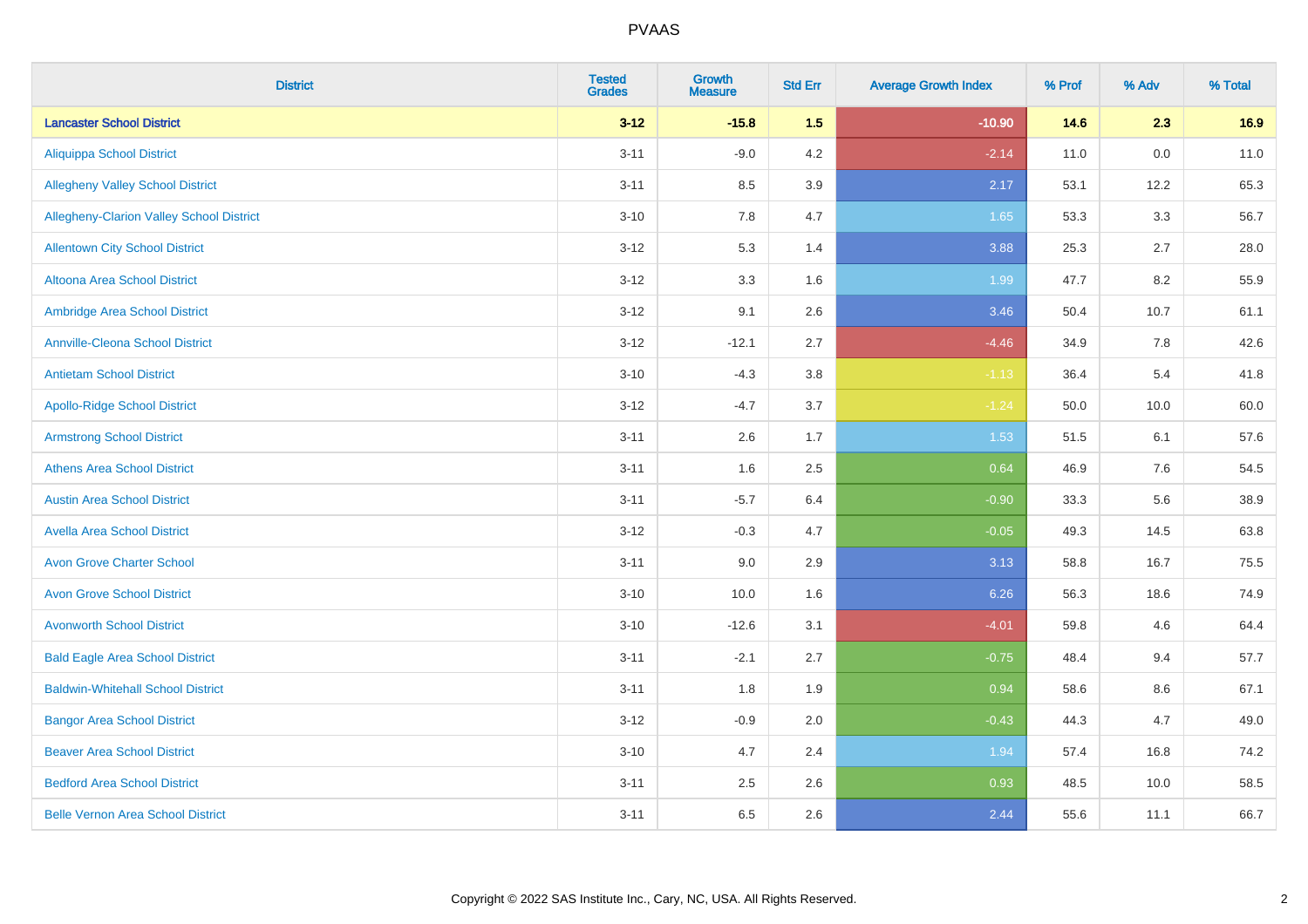# PVAAS

| District | Tested Grades | Growth Measure | Std Err | Average Growth Index | % Prof | % Adv | % Total |
|---|---|---|---|---|---|---|---|
| **Lancaster School District** | **3-12** | **-15.8** | **1.5** | **-10.90** | **14.6** | **2.3** | **16.9** |
| Aliquippa School District | 3-11 | -9.0 | 4.2 | -2.14 | 11.0 | 0.0 | 11.0 |
| Allegheny Valley School District | 3-11 | 8.5 | 3.9 | 2.17 | 53.1 | 12.2 | 65.3 |
| Allegheny-Clarion Valley School District | 3-10 | 7.8 | 4.7 | 1.65 | 53.3 | 3.3 | 56.7 |
| Allentown City School District | 3-12 | 5.3 | 1.4 | 3.88 | 25.3 | 2.7 | 28.0 |
| Altoona Area School District | 3-12 | 3.3 | 1.6 | 1.99 | 47.7 | 8.2 | 55.9 |
| Ambridge Area School District | 3-12 | 9.1 | 2.6 | 3.46 | 50.4 | 10.7 | 61.1 |
| Annville-Cleona School District | 3-12 | -12.1 | 2.7 | -4.46 | 34.9 | 7.8 | 42.6 |
| Antietam School District | 3-10 | -4.3 | 3.8 | -1.13 | 36.4 | 5.4 | 41.8 |
| Apollo-Ridge School District | 3-12 | -4.7 | 3.7 | -1.24 | 50.0 | 10.0 | 60.0 |
| Armstrong School District | 3-11 | 2.6 | 1.7 | 1.53 | 51.5 | 6.1 | 57.6 |
| Athens Area School District | 3-11 | 1.6 | 2.5 | 0.64 | 46.9 | 7.6 | 54.5 |
| Austin Area School District | 3-11 | -5.7 | 6.4 | -0.90 | 33.3 | 5.6 | 38.9 |
| Avella Area School District | 3-12 | -0.3 | 4.7 | -0.05 | 49.3 | 14.5 | 63.8 |
| Avon Grove Charter School | 3-11 | 9.0 | 2.9 | 3.13 | 58.8 | 16.7 | 75.5 |
| Avon Grove School District | 3-10 | 10.0 | 1.6 | 6.26 | 56.3 | 18.6 | 74.9 |
| Avonworth School District | 3-10 | -12.6 | 3.1 | -4.01 | 59.8 | 4.6 | 64.4 |
| Bald Eagle Area School District | 3-11 | -2.1 | 2.7 | -0.75 | 48.4 | 9.4 | 57.7 |
| Baldwin-Whitehall School District | 3-11 | 1.8 | 1.9 | 0.94 | 58.6 | 8.6 | 67.1 |
| Bangor Area School District | 3-12 | -0.9 | 2.0 | -0.43 | 44.3 | 4.7 | 49.0 |
| Beaver Area School District | 3-10 | 4.7 | 2.4 | 1.94 | 57.4 | 16.8 | 74.2 |
| Bedford Area School District | 3-11 | 2.5 | 2.6 | 0.93 | 48.5 | 10.0 | 58.5 |
| Belle Vernon Area School District | 3-11 | 6.5 | 2.6 | 2.44 | 55.6 | 11.1 | 66.7 |

Copyright © 2022 SAS Institute Inc., Cary, NC, USA. All Rights Reserved.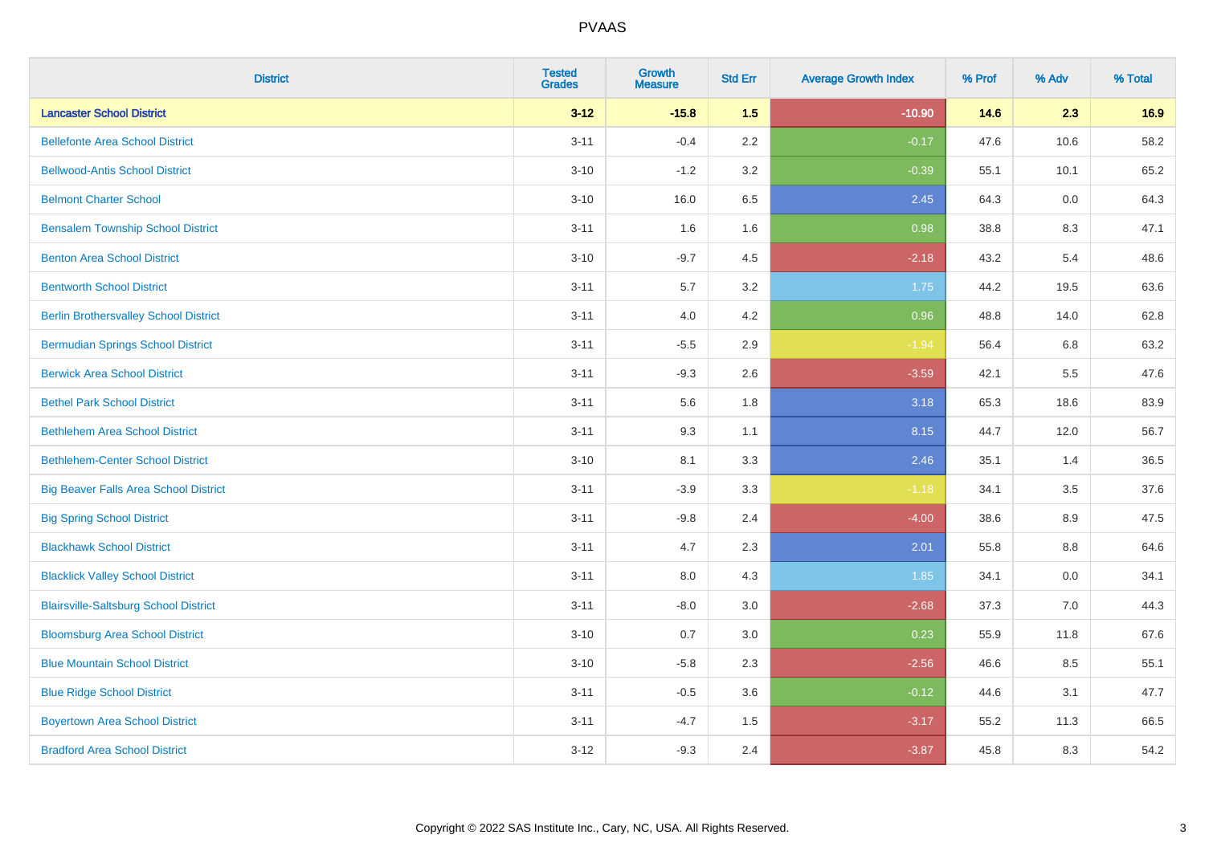# PVAAS

| District | Tested Grades | Growth Measure | Std Err | Average Growth Index | % Prof | % Adv | % Total |
|---|---|---|---|---|---|---|---|
| **Lancaster School District** | **3-12** | **-15.8** | **1.5** | **-10.90** | **14.6** | **2.3** | **16.9** |
| Bellefonte Area School District | 3-11 | -0.4 | 2.2 | -0.17 | 47.6 | 10.6 | 58.2 |
| Bellwood-Antis School District | 3-10 | -1.2 | 3.2 | -0.39 | 55.1 | 10.1 | 65.2 |
| Belmont Charter School | 3-10 | 16.0 | 6.5 | 2.45 | 64.3 | 0.0 | 64.3 |
| Bensalem Township School District | 3-11 | 1.6 | 1.6 | 0.98 | 38.8 | 8.3 | 47.1 |
| Benton Area School District | 3-10 | -9.7 | 4.5 | -2.18 | 43.2 | 5.4 | 48.6 |
| Bentworth School District | 3-11 | 5.7 | 3.2 | 1.75 | 44.2 | 19.5 | 63.6 |
| Berlin Brothersvalley School District | 3-11 | 4.0 | 4.2 | 0.96 | 48.8 | 14.0 | 62.8 |
| Bermudian Springs School District | 3-11 | -5.5 | 2.9 | -1.94 | 56.4 | 6.8 | 63.2 |
| Berwick Area School District | 3-11 | -9.3 | 2.6 | -3.59 | 42.1 | 5.5 | 47.6 |
| Bethel Park School District | 3-11 | 5.6 | 1.8 | 3.18 | 65.3 | 18.6 | 83.9 |
| Bethlehem Area School District | 3-11 | 9.3 | 1.1 | 8.15 | 44.7 | 12.0 | 56.7 |
| Bethlehem-Center School District | 3-10 | 8.1 | 3.3 | 2.46 | 35.1 | 1.4 | 36.5 |
| Big Beaver Falls Area School District | 3-11 | -3.9 | 3.3 | -1.18 | 34.1 | 3.5 | 37.6 |
| Big Spring School District | 3-11 | -9.8 | 2.4 | -4.00 | 38.6 | 8.9 | 47.5 |
| Blackhawk School District | 3-11 | 4.7 | 2.3 | 2.01 | 55.8 | 8.8 | 64.6 |
| Blacklick Valley School District | 3-11 | 8.0 | 4.3 | 1.85 | 34.1 | 0.0 | 34.1 |
| Blairsville-Saltsburg School District | 3-11 | -8.0 | 3.0 | -2.68 | 37.3 | 7.0 | 44.3 |
| Bloomsburg Area School District | 3-10 | 0.7 | 3.0 | 0.23 | 55.9 | 11.8 | 67.6 |
| Blue Mountain School District | 3-10 | -5.8 | 2.3 | -2.56 | 46.6 | 8.5 | 55.1 |
| Blue Ridge School District | 3-11 | -0.5 | 3.6 | -0.12 | 44.6 | 3.1 | 47.7 |
| Boyertown Area School District | 3-11 | -4.7 | 1.5 | -3.17 | 55.2 | 11.3 | 66.5 |
| Bradford Area School District | 3-12 | -9.3 | 2.4 | -3.87 | 45.8 | 8.3 | 54.2 |

Copyright © 2022 SAS Institute Inc., Cary, NC, USA. All Rights Reserved.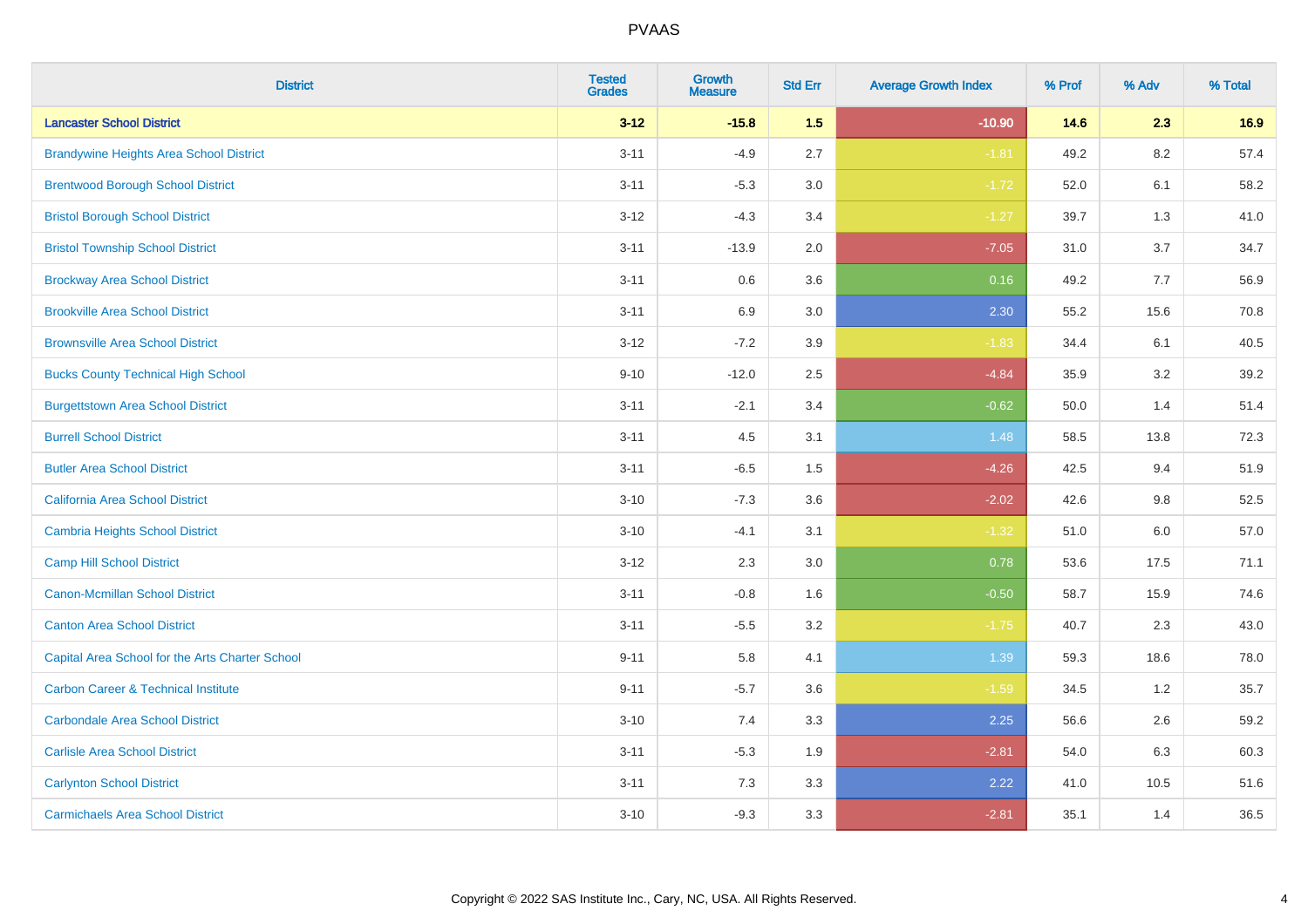# PVAAS

| District | Tested Grades | Growth Measure | Std Err | Average Growth Index | % Prof | % Adv | % Total |
|---|---|---|---|---|---|---|---|
| **Lancaster School District** | **3-12** | **-15.8** | **1.5** | **-10.90** | **14.6** | **2.3** | **16.9** |
| Brandywine Heights Area School District | 3-11 | -4.9 | 2.7 | -1.81 | 49.2 | 8.2 | 57.4 |
| Brentwood Borough School District | 3-11 | -5.3 | 3.0 | -1.72 | 52.0 | 6.1 | 58.2 |
| Bristol Borough School District | 3-12 | -4.3 | 3.4 | -1.27 | 39.7 | 1.3 | 41.0 |
| Bristol Township School District | 3-11 | -13.9 | 2.0 | -7.05 | 31.0 | 3.7 | 34.7 |
| Brockway Area School District | 3-11 | 0.6 | 3.6 | 0.16 | 49.2 | 7.7 | 56.9 |
| Brookville Area School District | 3-11 | 6.9 | 3.0 | 2.30 | 55.2 | 15.6 | 70.8 |
| Brownsville Area School District | 3-12 | -7.2 | 3.9 | -1.83 | 34.4 | 6.1 | 40.5 |
| Bucks County Technical High School | 9-10 | -12.0 | 2.5 | -4.84 | 35.9 | 3.2 | 39.2 |
| Burgettstown Area School District | 3-11 | -2.1 | 3.4 | -0.62 | 50.0 | 1.4 | 51.4 |
| Burrell School District | 3-11 | 4.5 | 3.1 | 1.48 | 58.5 | 13.8 | 72.3 |
| Butler Area School District | 3-11 | -6.5 | 1.5 | -4.26 | 42.5 | 9.4 | 51.9 |
| California Area School District | 3-10 | -7.3 | 3.6 | -2.02 | 42.6 | 9.8 | 52.5 |
| Cambria Heights School District | 3-10 | -4.1 | 3.1 | -1.32 | 51.0 | 6.0 | 57.0 |
| Camp Hill School District | 3-12 | 2.3 | 3.0 | 0.78 | 53.6 | 17.5 | 71.1 |
| Canon-Mcmillan School District | 3-11 | -0.8 | 1.6 | -0.50 | 58.7 | 15.9 | 74.6 |
| Canton Area School District | 3-11 | -5.5 | 3.2 | -1.75 | 40.7 | 2.3 | 43.0 |
| Capital Area School for the Arts Charter School | 9-11 | 5.8 | 4.1 | 1.39 | 59.3 | 18.6 | 78.0 |
| Carbon Career & Technical Institute | 9-11 | -5.7 | 3.6 | -1.59 | 34.5 | 1.2 | 35.7 |
| Carbondale Area School District | 3-10 | 7.4 | 3.3 | 2.25 | 56.6 | 2.6 | 59.2 |
| Carlisle Area School District | 3-11 | -5.3 | 1.9 | -2.81 | 54.0 | 6.3 | 60.3 |
| Carlynton School District | 3-11 | 7.3 | 3.3 | 2.22 | 41.0 | 10.5 | 51.6 |
| Carmichaels Area School District | 3-10 | -9.3 | 3.3 | -2.81 | 35.1 | 1.4 | 36.5 |

Copyright © 2022 SAS Institute Inc., Cary, NC, USA. All Rights Reserved.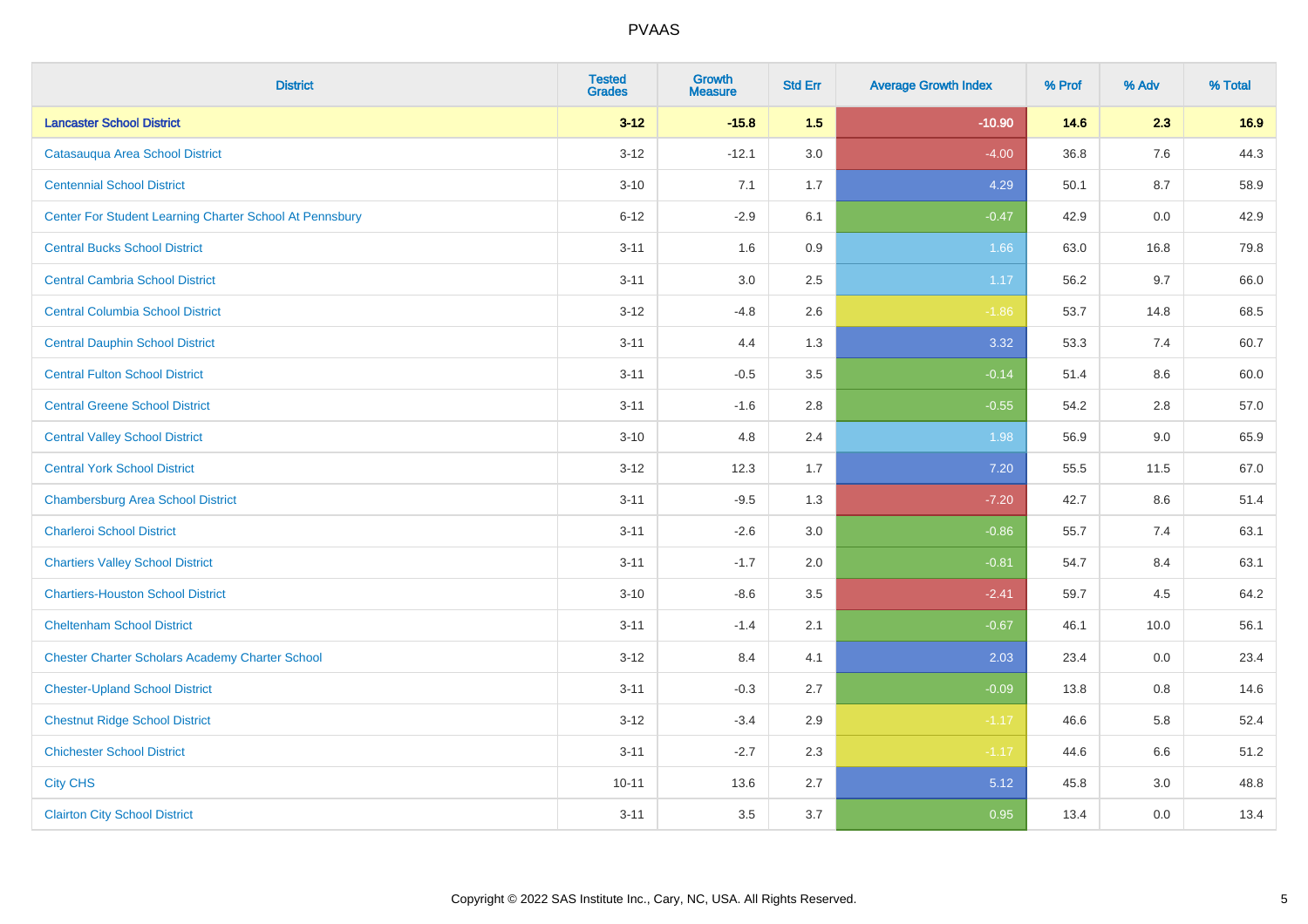| District | Tested Grades | Growth Measure | Std Err | Average Growth Index | % Prof | % Adv | % Total |
|---|---|---|---|---|---|---|---|
| **Lancaster School District** | **3-12** | **-15.8** | **1.5** | **-10.90** | **14.6** | **2.3** | **16.9** |
| Catasauqua Area School District | 3-12 | -12.1 | 3.0 | -4.00 | 36.8 | 7.6 | 44.3 |
| Centennial School District | 3-10 | 7.1 | 1.7 | 4.29 | 50.1 | 8.7 | 58.9 |
| Center For Student Learning Charter School At Pennsbury | 6-12 | -2.9 | 6.1 | -0.47 | 42.9 | 0.0 | 42.9 |
| Central Bucks School District | 3-11 | 1.6 | 0.9 | 1.66 | 63.0 | 16.8 | 79.8 |
| Central Cambria School District | 3-11 | 3.0 | 2.5 | 1.17 | 56.2 | 9.7 | 66.0 |
| Central Columbia School District | 3-12 | -4.8 | 2.6 | -1.86 | 53.7 | 14.8 | 68.5 |
| Central Dauphin School District | 3-11 | 4.4 | 1.3 | 3.32 | 53.3 | 7.4 | 60.7 |
| Central Fulton School District | 3-11 | -0.5 | 3.5 | -0.14 | 51.4 | 8.6 | 60.0 |
| Central Greene School District | 3-11 | -1.6 | 2.8 | -0.55 | 54.2 | 2.8 | 57.0 |
| Central Valley School District | 3-10 | 4.8 | 2.4 | 1.98 | 56.9 | 9.0 | 65.9 |
| Central York School District | 3-12 | 12.3 | 1.7 | 7.20 | 55.5 | 11.5 | 67.0 |
| Chambersburg Area School District | 3-11 | -9.5 | 1.3 | -7.20 | 42.7 | 8.6 | 51.4 |
| Charleroi School District | 3-11 | -2.6 | 3.0 | -0.86 | 55.7 | 7.4 | 63.1 |
| Chartiers Valley School District | 3-11 | -1.7 | 2.0 | -0.81 | 54.7 | 8.4 | 63.1 |
| Chartiers-Houston School District | 3-10 | -8.6 | 3.5 | -2.41 | 59.7 | 4.5 | 64.2 |
| Cheltenham School District | 3-11 | -1.4 | 2.1 | -0.67 | 46.1 | 10.0 | 56.1 |
| Chester Charter Scholars Academy Charter School | 3-12 | 8.4 | 4.1 | 2.03 | 23.4 | 0.0 | 23.4 |
| Chester-Upland School District | 3-11 | -0.3 | 2.7 | -0.09 | 13.8 | 0.8 | 14.6 |
| Chestnut Ridge School District | 3-12 | -3.4 | 2.9 | -1.17 | 46.6 | 5.8 | 52.4 |
| Chichester School District | 3-11 | -2.7 | 2.3 | -1.17 | 44.6 | 6.6 | 51.2 |
| City CHS | 10-11 | 13.6 | 2.7 | 5.12 | 45.8 | 3.0 | 48.8 |
| Clairton City School District | 3-11 | 3.5 | 3.7 | 0.95 | 13.4 | 0.0 | 13.4 |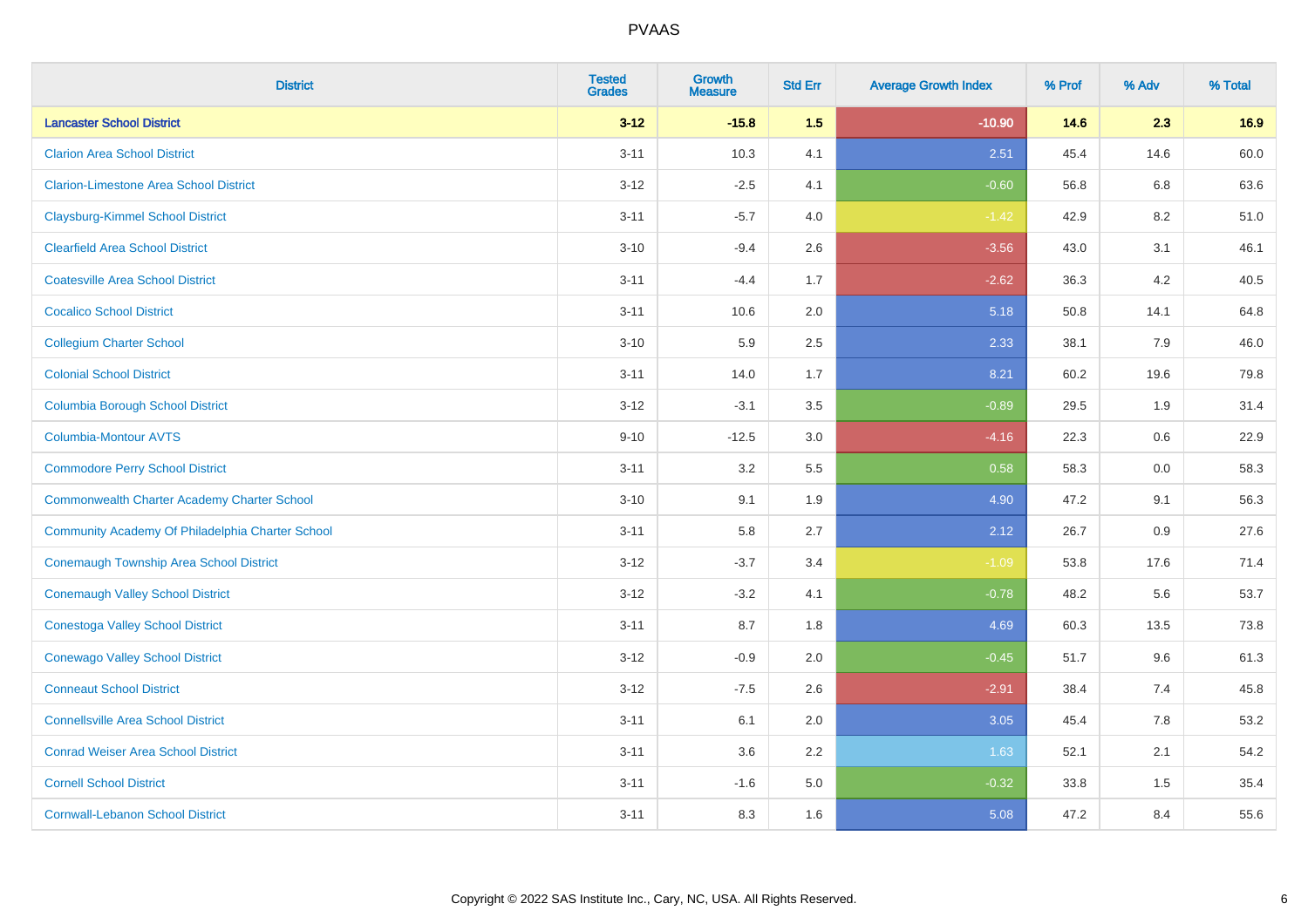# PVAAS

| District | Tested Grades | Growth Measure | Std Err | Average Growth Index | % Prof | % Adv | % Total |
|---|---|---|---|---|---|---|---|
| **Lancaster School District** | **3-12** | **-15.8** | **1.5** | **-10.90** | **14.6** | **2.3** | **16.9** |
| Clarion Area School District | 3-11 | 10.3 | 4.1 | 2.51 | 45.4 | 14.6 | 60.0 |
| Clarion-Limestone Area School District | 3-12 | -2.5 | 4.1 | -0.60 | 56.8 | 6.8 | 63.6 |
| Claysburg-Kimmel School District | 3-11 | -5.7 | 4.0 | -1.42 | 42.9 | 8.2 | 51.0 |
| Clearfield Area School District | 3-10 | -9.4 | 2.6 | -3.56 | 43.0 | 3.1 | 46.1 |
| Coatesville Area School District | 3-11 | -4.4 | 1.7 | -2.62 | 36.3 | 4.2 | 40.5 |
| Cocalico School District | 3-11 | 10.6 | 2.0 | 5.18 | 50.8 | 14.1 | 64.8 |
| Collegium Charter School | 3-10 | 5.9 | 2.5 | 2.33 | 38.1 | 7.9 | 46.0 |
| Colonial School District | 3-11 | 14.0 | 1.7 | 8.21 | 60.2 | 19.6 | 79.8 |
| Columbia Borough School District | 3-12 | -3.1 | 3.5 | -0.89 | 29.5 | 1.9 | 31.4 |
| Columbia-Montour AVTS | 9-10 | -12.5 | 3.0 | -4.16 | 22.3 | 0.6 | 22.9 |
| Commodore Perry School District | 3-11 | 3.2 | 5.5 | 0.58 | 58.3 | 0.0 | 58.3 |
| Commonwealth Charter Academy Charter School | 3-10 | 9.1 | 1.9 | 4.90 | 47.2 | 9.1 | 56.3 |
| Community Academy Of Philadelphia Charter School | 3-11 | 5.8 | 2.7 | 2.12 | 26.7 | 0.9 | 27.6 |
| Conemaugh Township Area School District | 3-12 | -3.7 | 3.4 | -1.09 | 53.8 | 17.6 | 71.4 |
| Conemaugh Valley School District | 3-12 | -3.2 | 4.1 | -0.78 | 48.2 | 5.6 | 53.7 |
| Conestoga Valley School District | 3-11 | 8.7 | 1.8 | 4.69 | 60.3 | 13.5 | 73.8 |
| Conewago Valley School District | 3-12 | -0.9 | 2.0 | -0.45 | 51.7 | 9.6 | 61.3 |
| Conneaut School District | 3-12 | -7.5 | 2.6 | -2.91 | 38.4 | 7.4 | 45.8 |
| Connellsville Area School District | 3-11 | 6.1 | 2.0 | 3.05 | 45.4 | 7.8 | 53.2 |
| Conrad Weiser Area School District | 3-11 | 3.6 | 2.2 | 1.63 | 52.1 | 2.1 | 54.2 |
| Cornell School District | 3-11 | -1.6 | 5.0 | -0.32 | 33.8 | 1.5 | 35.4 |
| Cornwall-Lebanon School District | 3-11 | 8.3 | 1.6 | 5.08 | 47.2 | 8.4 | 55.6 |

Copyright © 2022 SAS Institute Inc., Cary, NC, USA. All Rights Reserved.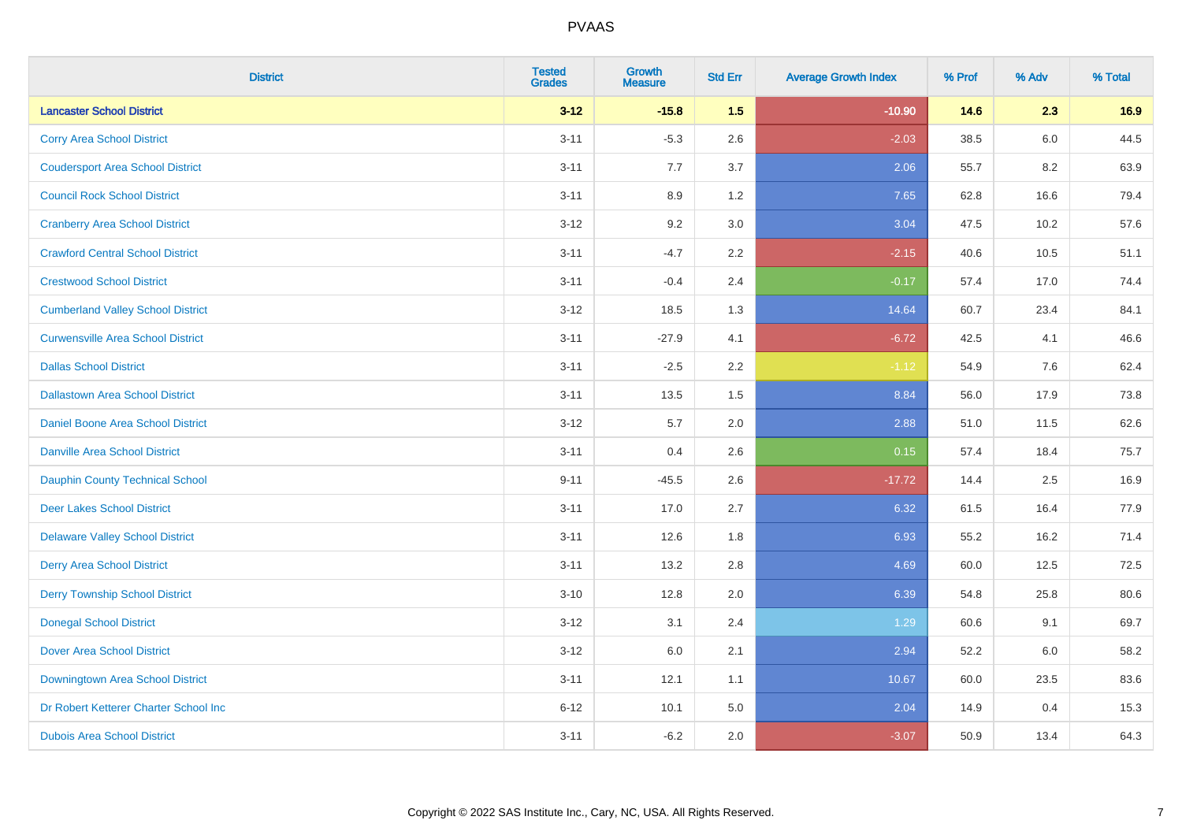# PVAAS

| District | Tested Grades | Growth Measure | Std Err | Average Growth Index | % Prof | % Adv | % Total |
|---|---|---|---|---|---|---|---|
| **Lancaster School District** | **3-12** | **-15.8** | **1.5** | **-10.90** | **14.6** | **2.3** | **16.9** |
| Corry Area School District | 3-11 | -5.3 | 2.6 | -2.03 | 38.5 | 6.0 | 44.5 |
| Coudersport Area School District | 3-11 | 7.7 | 3.7 | 2.06 | 55.7 | 8.2 | 63.9 |
| Council Rock School District | 3-11 | 8.9 | 1.2 | 7.65 | 62.8 | 16.6 | 79.4 |
| Cranberry Area School District | 3-12 | 9.2 | 3.0 | 3.04 | 47.5 | 10.2 | 57.6 |
| Crawford Central School District | 3-11 | -4.7 | 2.2 | -2.15 | 40.6 | 10.5 | 51.1 |
| Crestwood School District | 3-11 | -0.4 | 2.4 | -0.17 | 57.4 | 17.0 | 74.4 |
| Cumberland Valley School District | 3-12 | 18.5 | 1.3 | 14.64 | 60.7 | 23.4 | 84.1 |
| Curwensville Area School District | 3-11 | -27.9 | 4.1 | -6.72 | 42.5 | 4.1 | 46.6 |
| Dallas School District | 3-11 | -2.5 | 2.2 | -1.12 | 54.9 | 7.6 | 62.4 |
| Dallastown Area School District | 3-11 | 13.5 | 1.5 | 8.84 | 56.0 | 17.9 | 73.8 |
| Daniel Boone Area School District | 3-12 | 5.7 | 2.0 | 2.88 | 51.0 | 11.5 | 62.6 |
| Danville Area School District | 3-11 | 0.4 | 2.6 | 0.15 | 57.4 | 18.4 | 75.7 |
| Dauphin County Technical School | 9-11 | -45.5 | 2.6 | -17.72 | 14.4 | 2.5 | 16.9 |
| Deer Lakes School District | 3-11 | 17.0 | 2.7 | 6.32 | 61.5 | 16.4 | 77.9 |
| Delaware Valley School District | 3-11 | 12.6 | 1.8 | 6.93 | 55.2 | 16.2 | 71.4 |
| Derry Area School District | 3-11 | 13.2 | 2.8 | 4.69 | 60.0 | 12.5 | 72.5 |
| Derry Township School District | 3-10 | 12.8 | 2.0 | 6.39 | 54.8 | 25.8 | 80.6 |
| Donegal School District | 3-12 | 3.1 | 2.4 | 1.29 | 60.6 | 9.1 | 69.7 |
| Dover Area School District | 3-12 | 6.0 | 2.1 | 2.94 | 52.2 | 6.0 | 58.2 |
| Downingtown Area School District | 3-11 | 12.1 | 1.1 | 10.67 | 60.0 | 23.5 | 83.6 |
| Dr Robert Ketterer Charter School Inc | 6-12 | 10.1 | 5.0 | 2.04 | 14.9 | 0.4 | 15.3 |
| Dubois Area School District | 3-11 | -6.2 | 2.0 | -3.07 | 50.9 | 13.4 | 64.3 |

Copyright © 2022 SAS Institute Inc., Cary, NC, USA. All Rights Reserved.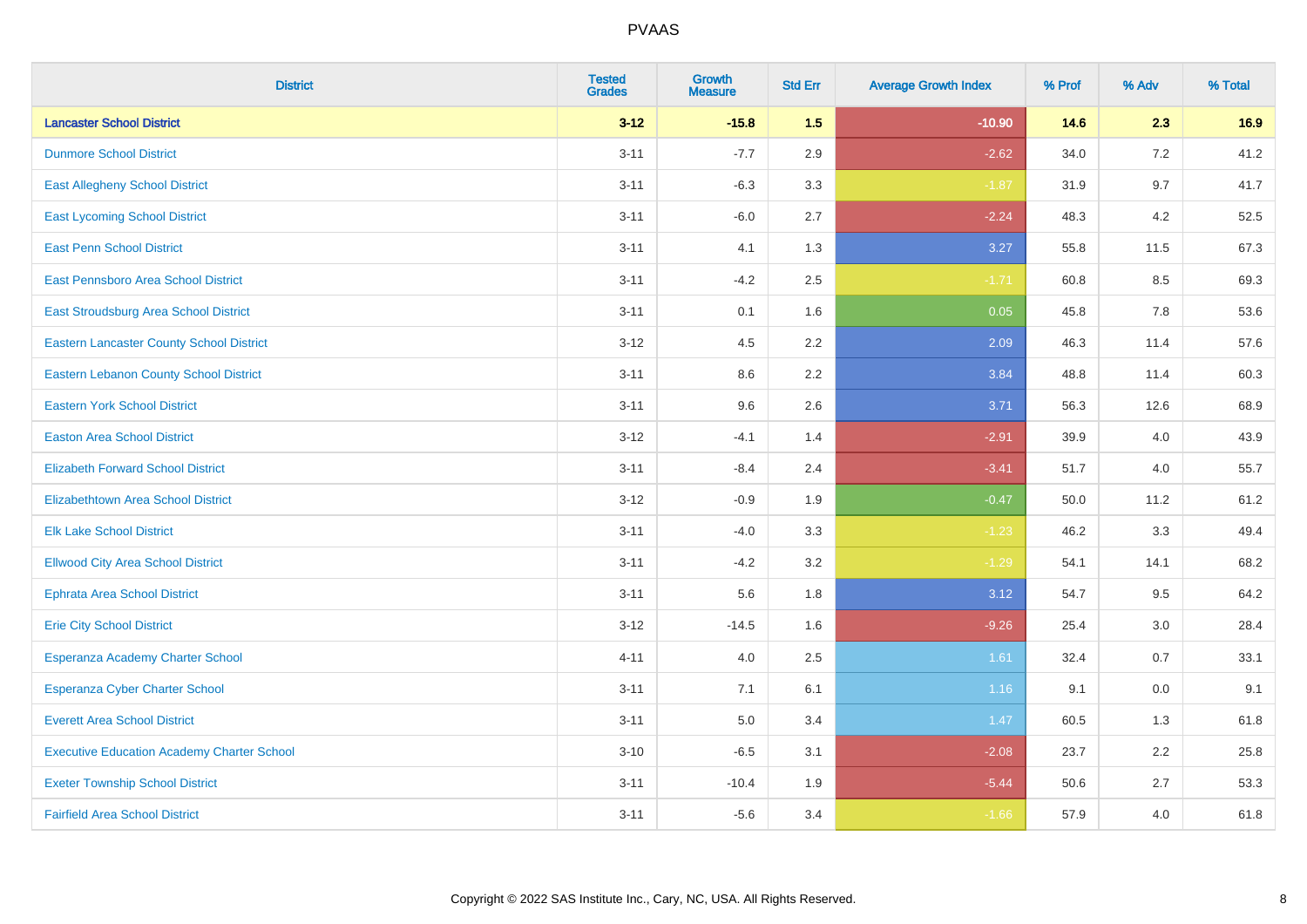# PVAAS

| District | Tested Grades | Growth Measure | Std Err | Average Growth Index | % Prof | % Adv | % Total |
|---|---|---|---|---|---|---|---|
| **Lancaster School District** | **3-12** | **-15.8** | **1.5** | **-10.90** | **14.6** | **2.3** | **16.9** |
| Dunmore School District | 3-11 | -7.7 | 2.9 | -2.62 | 34.0 | 7.2 | 41.2 |
| East Allegheny School District | 3-11 | -6.3 | 3.3 | -1.87 | 31.9 | 9.7 | 41.7 |
| East Lycoming School District | 3-11 | -6.0 | 2.7 | -2.24 | 48.3 | 4.2 | 52.5 |
| East Penn School District | 3-11 | 4.1 | 1.3 | 3.27 | 55.8 | 11.5 | 67.3 |
| East Pennsboro Area School District | 3-11 | -4.2 | 2.5 | -1.71 | 60.8 | 8.5 | 69.3 |
| East Stroudsburg Area School District | 3-11 | 0.1 | 1.6 | 0.05 | 45.8 | 7.8 | 53.6 |
| Eastern Lancaster County School District | 3-12 | 4.5 | 2.2 | 2.09 | 46.3 | 11.4 | 57.6 |
| Eastern Lebanon County School District | 3-11 | 8.6 | 2.2 | 3.84 | 48.8 | 11.4 | 60.3 |
| Eastern York School District | 3-11 | 9.6 | 2.6 | 3.71 | 56.3 | 12.6 | 68.9 |
| Easton Area School District | 3-12 | -4.1 | 1.4 | -2.91 | 39.9 | 4.0 | 43.9 |
| Elizabeth Forward School District | 3-11 | -8.4 | 2.4 | -3.41 | 51.7 | 4.0 | 55.7 |
| Elizabethtown Area School District | 3-12 | -0.9 | 1.9 | -0.47 | 50.0 | 11.2 | 61.2 |
| Elk Lake School District | 3-11 | -4.0 | 3.3 | -1.23 | 46.2 | 3.3 | 49.4 |
| Ellwood City Area School District | 3-11 | -4.2 | 3.2 | -1.29 | 54.1 | 14.1 | 68.2 |
| Ephrata Area School District | 3-11 | 5.6 | 1.8 | 3.12 | 54.7 | 9.5 | 64.2 |
| Erie City School District | 3-12 | -14.5 | 1.6 | -9.26 | 25.4 | 3.0 | 28.4 |
| Esperanza Academy Charter School | 4-11 | 4.0 | 2.5 | 1.61 | 32.4 | 0.7 | 33.1 |
| Esperanza Cyber Charter School | 3-11 | 7.1 | 6.1 | 1.16 | 9.1 | 0.0 | 9.1 |
| Everett Area School District | 3-11 | 5.0 | 3.4 | 1.47 | 60.5 | 1.3 | 61.8 |
| Executive Education Academy Charter School | 3-10 | -6.5 | 3.1 | -2.08 | 23.7 | 2.2 | 25.8 |
| Exeter Township School District | 3-11 | -10.4 | 1.9 | -5.44 | 50.6 | 2.7 | 53.3 |
| Fairfield Area School District | 3-11 | -5.6 | 3.4 | -1.66 | 57.9 | 4.0 | 61.8 |

Copyright © 2022 SAS Institute Inc., Cary, NC, USA. All Rights Reserved.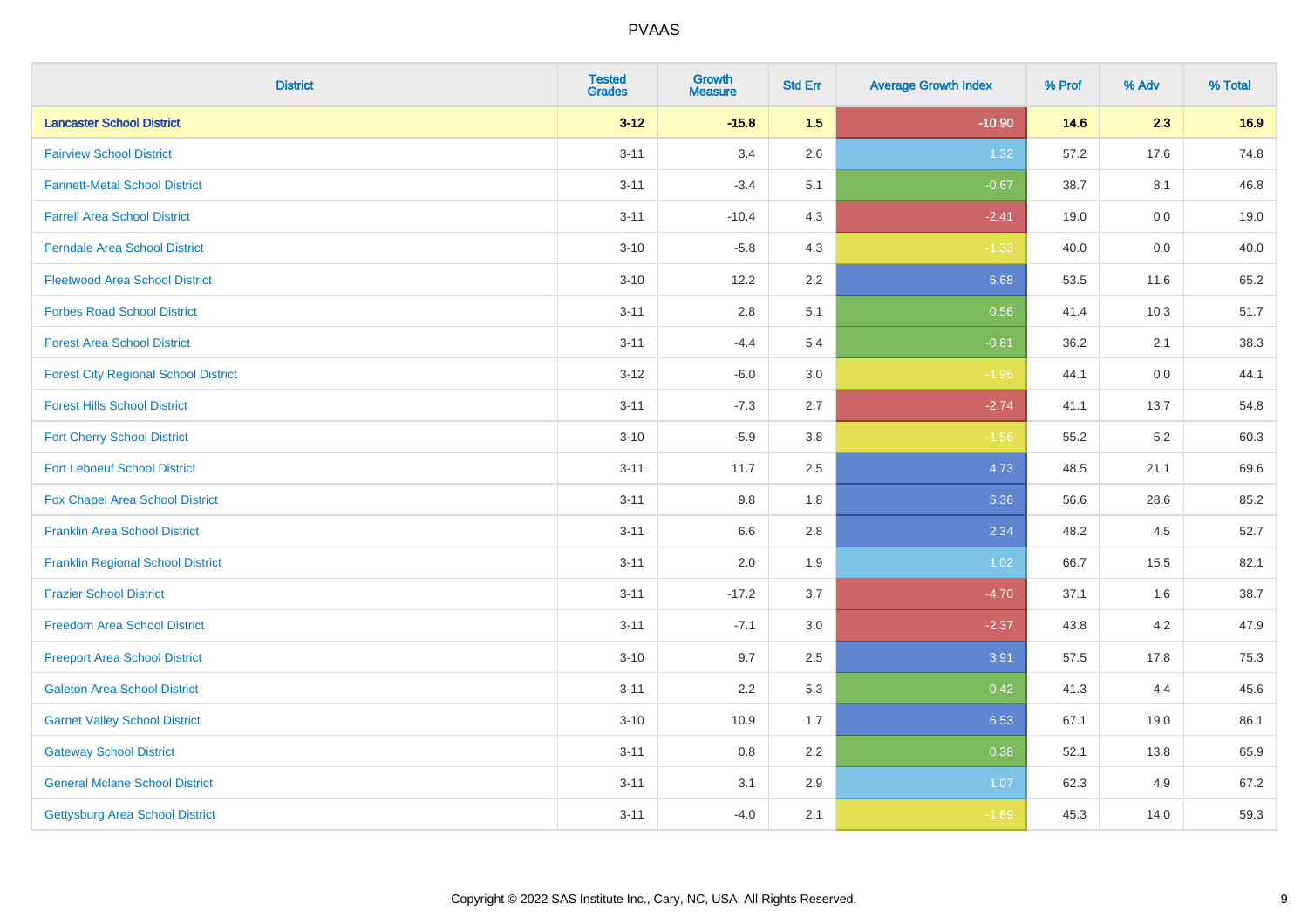# PVAAS

| District | Tested Grades | Growth Measure | Std Err | Average Growth Index | % Prof | % Adv | % Total |
|---|---|---|---|---|---|---|---|
| **Lancaster School District** | **3-12** | **-15.8** | **1.5** | **-10.90** | **14.6** | **2.3** | **16.9** |
| Fairview School District | 3-11 | 3.4 | 2.6 | 1.32 | 57.2 | 17.6 | 74.8 |
| Fannett-Metal School District | 3-11 | -3.4 | 5.1 | -0.67 | 38.7 | 8.1 | 46.8 |
| Farrell Area School District | 3-11 | -10.4 | 4.3 | -2.41 | 19.0 | 0.0 | 19.0 |
| Ferndale Area School District | 3-10 | -5.8 | 4.3 | -1.33 | 40.0 | 0.0 | 40.0 |
| Fleetwood Area School District | 3-10 | 12.2 | 2.2 | 5.68 | 53.5 | 11.6 | 65.2 |
| Forbes Road School District | 3-11 | 2.8 | 5.1 | 0.56 | 41.4 | 10.3 | 51.7 |
| Forest Area School District | 3-11 | -4.4 | 5.4 | -0.81 | 36.2 | 2.1 | 38.3 |
| Forest City Regional School District | 3-12 | -6.0 | 3.0 | -1.96 | 44.1 | 0.0 | 44.1 |
| Forest Hills School District | 3-11 | -7.3 | 2.7 | -2.74 | 41.1 | 13.7 | 54.8 |
| Fort Cherry School District | 3-10 | -5.9 | 3.8 | -1.56 | 55.2 | 5.2 | 60.3 |
| Fort Leboeuf School District | 3-11 | 11.7 | 2.5 | 4.73 | 48.5 | 21.1 | 69.6 |
| Fox Chapel Area School District | 3-11 | 9.8 | 1.8 | 5.36 | 56.6 | 28.6 | 85.2 |
| Franklin Area School District | 3-11 | 6.6 | 2.8 | 2.34 | 48.2 | 4.5 | 52.7 |
| Franklin Regional School District | 3-11 | 2.0 | 1.9 | 1.02 | 66.7 | 15.5 | 82.1 |
| Frazier School District | 3-11 | -17.2 | 3.7 | -4.70 | 37.1 | 1.6 | 38.7 |
| Freedom Area School District | 3-11 | -7.1 | 3.0 | -2.37 | 43.8 | 4.2 | 47.9 |
| Freeport Area School District | 3-10 | 9.7 | 2.5 | 3.91 | 57.5 | 17.8 | 75.3 |
| Galeton Area School District | 3-11 | 2.2 | 5.3 | 0.42 | 41.3 | 4.4 | 45.6 |
| Garnet Valley School District | 3-10 | 10.9 | 1.7 | 6.53 | 67.1 | 19.0 | 86.1 |
| Gateway School District | 3-11 | 0.8 | 2.2 | 0.38 | 52.1 | 13.8 | 65.9 |
| General Mclane School District | 3-11 | 3.1 | 2.9 | 1.07 | 62.3 | 4.9 | 67.2 |
| Gettysburg Area School District | 3-11 | -4.0 | 2.1 | -1.89 | 45.3 | 14.0 | 59.3 |

Copyright © 2022 SAS Institute Inc., Cary, NC, USA. All Rights Reserved.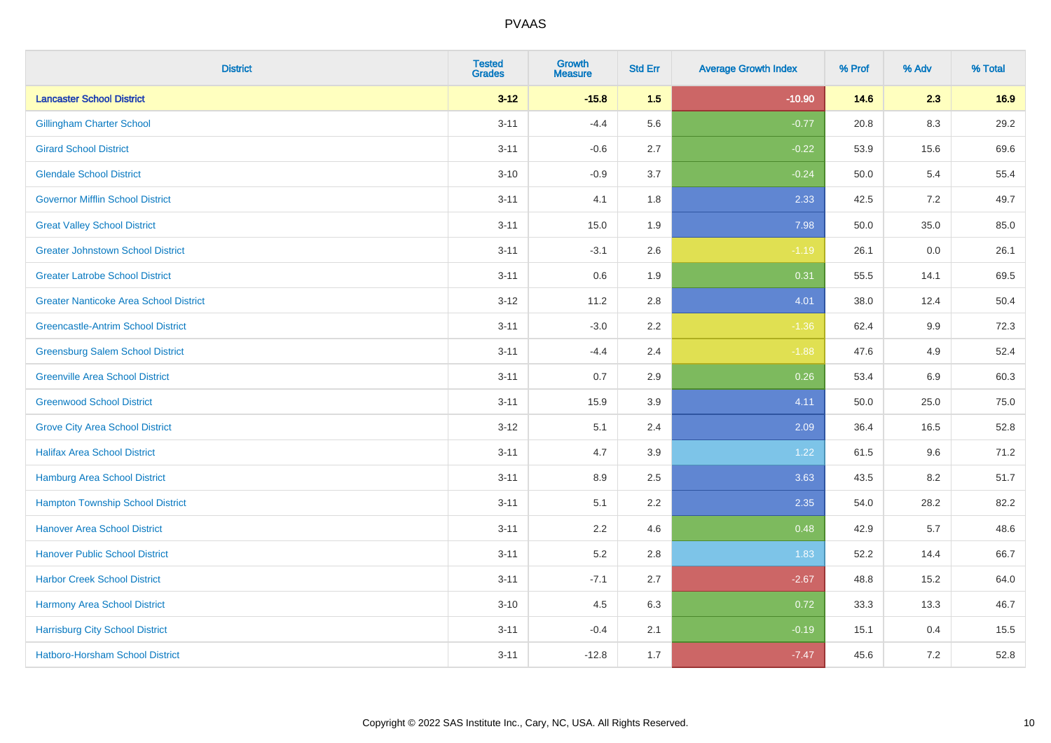| District | Tested Grades | Growth Measure | Std Err | Average Growth Index | % Prof | % Adv | % Total |
|---|---|---|---|---|---|---|---|
| **Lancaster School District** | **3-12** | **-15.8** | **1.5** | **-10.90** | **14.6** | **2.3** | **16.9** |
| Gillingham Charter School | 3-11 | -4.4 | 5.6 | -0.77 | 20.8 | 8.3 | 29.2 |
| Girard School District | 3-11 | -0.6 | 2.7 | -0.22 | 53.9 | 15.6 | 69.6 |
| Glendale School District | 3-10 | -0.9 | 3.7 | -0.24 | 50.0 | 5.4 | 55.4 |
| Governor Mifflin School District | 3-11 | 4.1 | 1.8 | 2.33 | 42.5 | 7.2 | 49.7 |
| Great Valley School District | 3-11 | 15.0 | 1.9 | 7.98 | 50.0 | 35.0 | 85.0 |
| Greater Johnstown School District | 3-11 | -3.1 | 2.6 | -1.19 | 26.1 | 0.0 | 26.1 |
| Greater Latrobe School District | 3-11 | 0.6 | 1.9 | 0.31 | 55.5 | 14.1 | 69.5 |
| Greater Nanticoke Area School District | 3-12 | 11.2 | 2.8 | 4.01 | 38.0 | 12.4 | 50.4 |
| Greencastle-Antrim School District | 3-11 | -3.0 | 2.2 | -1.36 | 62.4 | 9.9 | 72.3 |
| Greensburg Salem School District | 3-11 | -4.4 | 2.4 | -1.88 | 47.6 | 4.9 | 52.4 |
| Greenville Area School District | 3-11 | 0.7 | 2.9 | 0.26 | 53.4 | 6.9 | 60.3 |
| Greenwood School District | 3-11 | 15.9 | 3.9 | 4.11 | 50.0 | 25.0 | 75.0 |
| Grove City Area School District | 3-12 | 5.1 | 2.4 | 2.09 | 36.4 | 16.5 | 52.8 |
| Halifax Area School District | 3-11 | 4.7 | 3.9 | 1.22 | 61.5 | 9.6 | 71.2 |
| Hamburg Area School District | 3-11 | 8.9 | 2.5 | 3.63 | 43.5 | 8.2 | 51.7 |
| Hampton Township School District | 3-11 | 5.1 | 2.2 | 2.35 | 54.0 | 28.2 | 82.2 |
| Hanover Area School District | 3-11 | 2.2 | 4.6 | 0.48 | 42.9 | 5.7 | 48.6 |
| Hanover Public School District | 3-11 | 5.2 | 2.8 | 1.83 | 52.2 | 14.4 | 66.7 |
| Harbor Creek School District | 3-11 | -7.1 | 2.7 | -2.67 | 48.8 | 15.2 | 64.0 |
| Harmony Area School District | 3-10 | 4.5 | 6.3 | 0.72 | 33.3 | 13.3 | 46.7 |
| Harrisburg City School District | 3-11 | -0.4 | 2.1 | -0.19 | 15.1 | 0.4 | 15.5 |
| Hatboro-Horsham School District | 3-11 | -12.8 | 1.7 | -7.47 | 45.6 | 7.2 | 52.8 |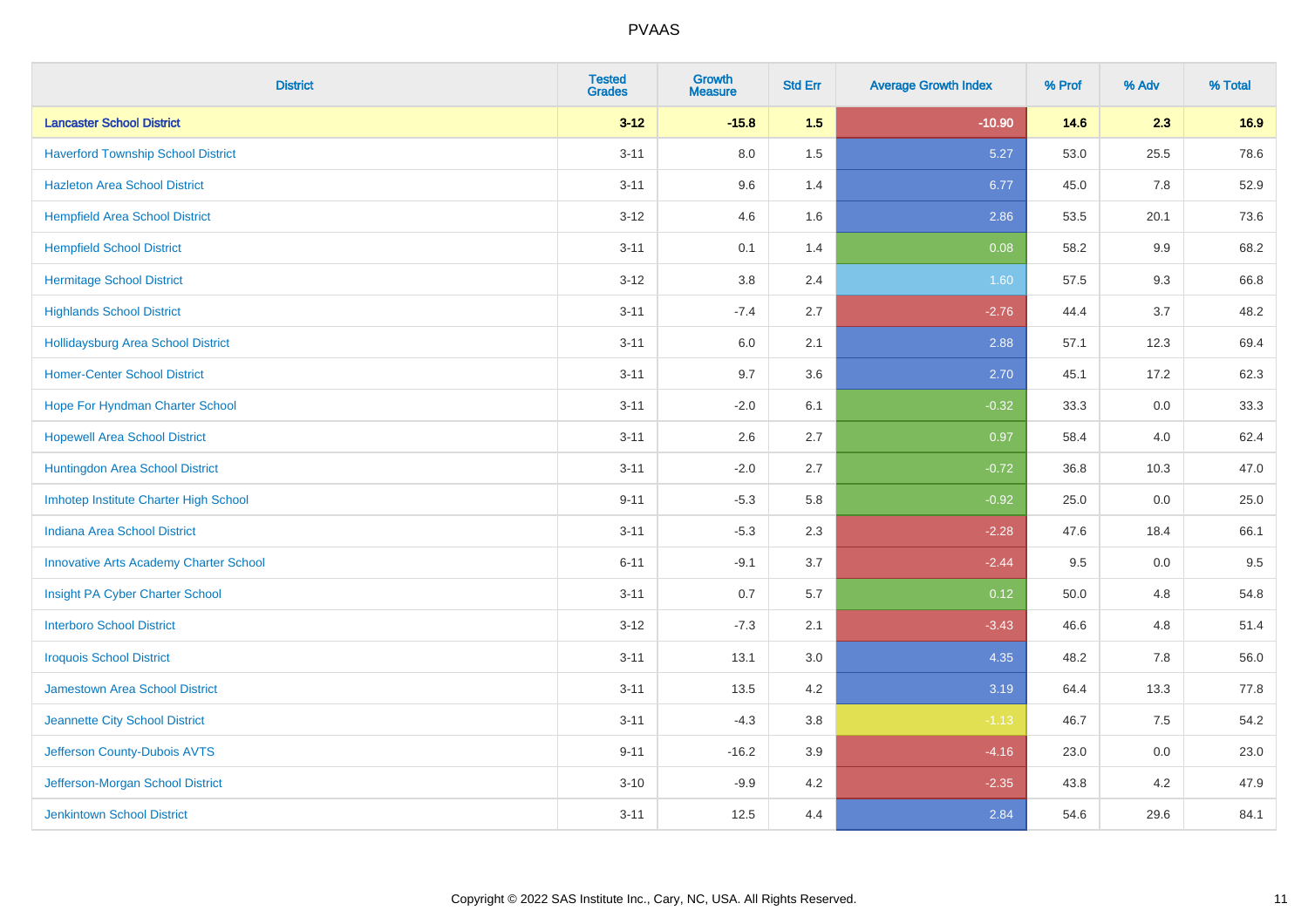| District | Tested Grades | Growth Measure | Std Err | Average Growth Index | % Prof | % Adv | % Total |
|---|---|---|---|---|---|---|---|
| **Lancaster School District** | **3-12** | **-15.8** | **1.5** | **-10.90** | **14.6** | **2.3** | **16.9** |
| Haverford Township School District | 3-11 | 8.0 | 1.5 | 5.27 | 53.0 | 25.5 | 78.6 |
| Hazleton Area School District | 3-11 | 9.6 | 1.4 | 6.77 | 45.0 | 7.8 | 52.9 |
| Hempfield Area School District | 3-12 | 4.6 | 1.6 | 2.86 | 53.5 | 20.1 | 73.6 |
| Hempfield School District | 3-11 | 0.1 | 1.4 | 0.08 | 58.2 | 9.9 | 68.2 |
| Hermitage School District | 3-12 | 3.8 | 2.4 | 1.60 | 57.5 | 9.3 | 66.8 |
| Highlands School District | 3-11 | -7.4 | 2.7 | -2.76 | 44.4 | 3.7 | 48.2 |
| Hollidaysburg Area School District | 3-11 | 6.0 | 2.1 | 2.88 | 57.1 | 12.3 | 69.4 |
| Homer-Center School District | 3-11 | 9.7 | 3.6 | 2.70 | 45.1 | 17.2 | 62.3 |
| Hope For Hyndman Charter School | 3-11 | -2.0 | 6.1 | -0.32 | 33.3 | 0.0 | 33.3 |
| Hopewell Area School District | 3-11 | 2.6 | 2.7 | 0.97 | 58.4 | 4.0 | 62.4 |
| Huntingdon Area School District | 3-11 | -2.0 | 2.7 | -0.72 | 36.8 | 10.3 | 47.0 |
| Imhotep Institute Charter High School | 9-11 | -5.3 | 5.8 | -0.92 | 25.0 | 0.0 | 25.0 |
| Indiana Area School District | 3-11 | -5.3 | 2.3 | -2.28 | 47.6 | 18.4 | 66.1 |
| Innovative Arts Academy Charter School | 6-11 | -9.1 | 3.7 | -2.44 | 9.5 | 0.0 | 9.5 |
| Insight PA Cyber Charter School | 3-11 | 0.7 | 5.7 | 0.12 | 50.0 | 4.8 | 54.8 |
| Interboro School District | 3-12 | -7.3 | 2.1 | -3.43 | 46.6 | 4.8 | 51.4 |
| Iroquois School District | 3-11 | 13.1 | 3.0 | 4.35 | 48.2 | 7.8 | 56.0 |
| Jamestown Area School District | 3-11 | 13.5 | 4.2 | 3.19 | 64.4 | 13.3 | 77.8 |
| Jeannette City School District | 3-11 | -4.3 | 3.8 | -1.13 | 46.7 | 7.5 | 54.2 |
| Jefferson County-Dubois AVTS | 9-11 | -16.2 | 3.9 | -4.16 | 23.0 | 0.0 | 23.0 |
| Jefferson-Morgan School District | 3-10 | -9.9 | 4.2 | -2.35 | 43.8 | 4.2 | 47.9 |
| Jenkintown School District | 3-11 | 12.5 | 4.4 | 2.84 | 54.6 | 29.6 | 84.1 |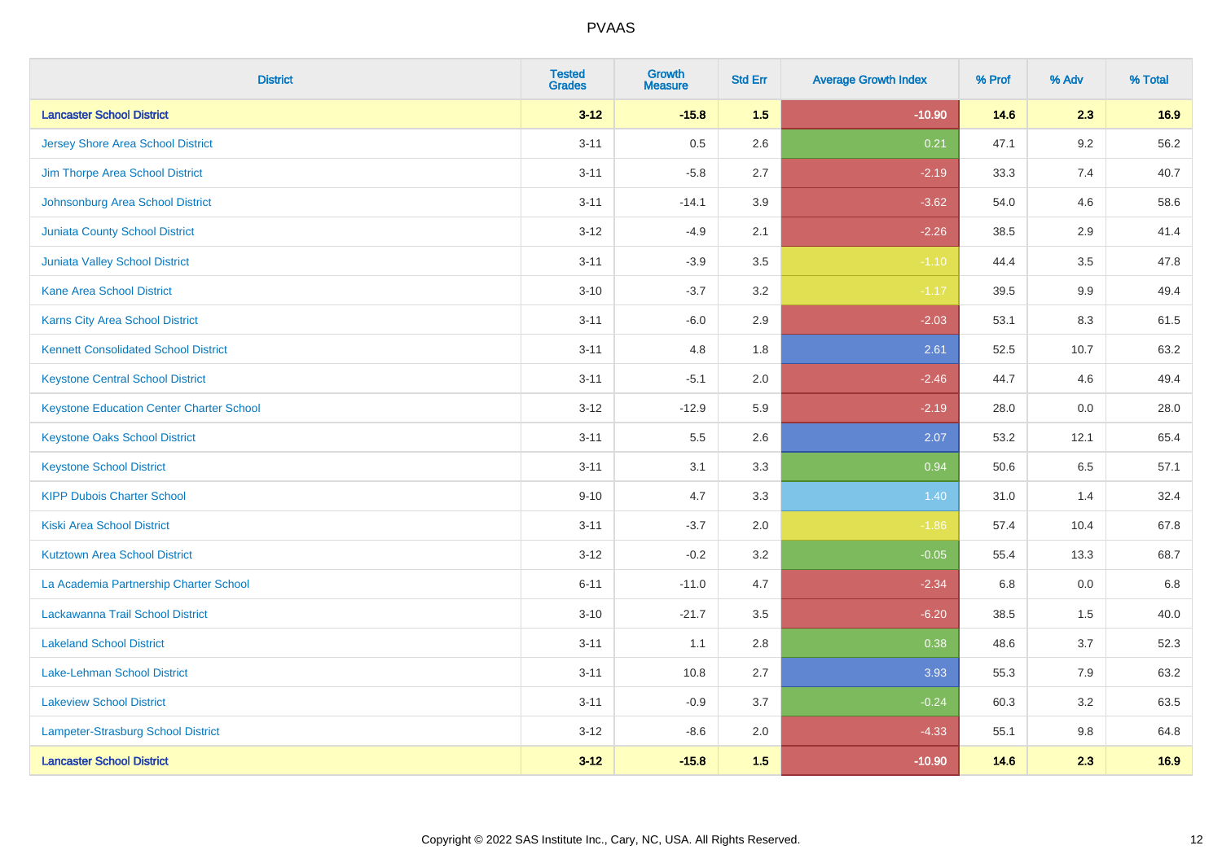| District | Tested Grades | Growth Measure | Std Err | Average Growth Index | % Prof | % Adv | % Total |
|---|---|---|---|---|---|---|---|
| **Lancaster School District** | **3-12** | **-15.8** | **1.5** | **-10.90** | **14.6** | **2.3** | **16.9** |
| Jersey Shore Area School District | 3-11 | 0.5 | 2.6 | 0.21 | 47.1 | 9.2 | 56.2 |
| Jim Thorpe Area School District | 3-11 | -5.8 | 2.7 | -2.19 | 33.3 | 7.4 | 40.7 |
| Johnsonburg Area School District | 3-11 | -14.1 | 3.9 | -3.62 | 54.0 | 4.6 | 58.6 |
| Juniata County School District | 3-12 | -4.9 | 2.1 | -2.26 | 38.5 | 2.9 | 41.4 |
| Juniata Valley School District | 3-11 | -3.9 | 3.5 | -1.10 | 44.4 | 3.5 | 47.8 |
| Kane Area School District | 3-10 | -3.7 | 3.2 | -1.17 | 39.5 | 9.9 | 49.4 |
| Karns City Area School District | 3-11 | -6.0 | 2.9 | -2.03 | 53.1 | 8.3 | 61.5 |
| Kennett Consolidated School District | 3-11 | 4.8 | 1.8 | 2.61 | 52.5 | 10.7 | 63.2 |
| Keystone Central School District | 3-11 | -5.1 | 2.0 | -2.46 | 44.7 | 4.6 | 49.4 |
| Keystone Education Center Charter School | 3-12 | -12.9 | 5.9 | -2.19 | 28.0 | 0.0 | 28.0 |
| Keystone Oaks School District | 3-11 | 5.5 | 2.6 | 2.07 | 53.2 | 12.1 | 65.4 |
| Keystone School District | 3-11 | 3.1 | 3.3 | 0.94 | 50.6 | 6.5 | 57.1 |
| KIPP Dubois Charter School | 9-10 | 4.7 | 3.3 | 1.40 | 31.0 | 1.4 | 32.4 |
| Kiski Area School District | 3-11 | -3.7 | 2.0 | -1.86 | 57.4 | 10.4 | 67.8 |
| Kutztown Area School District | 3-12 | -0.2 | 3.2 | -0.05 | 55.4 | 13.3 | 68.7 |
| La Academia Partnership Charter School | 6-11 | -11.0 | 4.7 | -2.34 | 6.8 | 0.0 | 6.8 |
| Lackawanna Trail School District | 3-10 | -21.7 | 3.5 | -6.20 | 38.5 | 1.5 | 40.0 |
| Lakeland School District | 3-11 | 1.1 | 2.8 | 0.38 | 48.6 | 3.7 | 52.3 |
| Lake-Lehman School District | 3-11 | 10.8 | 2.7 | 3.93 | 55.3 | 7.9 | 63.2 |
| Lakeview School District | 3-11 | -0.9 | 3.7 | -0.24 | 60.3 | 3.2 | 63.5 |
| Lampeter-Strasburg School District | 3-12 | -8.6 | 2.0 | -4.33 | 55.1 | 9.8 | 64.8 |
| **Lancaster School District** | **3-12** | **-15.8** | **1.5** | **-10.90** | **14.6** | **2.3** | **16.9** |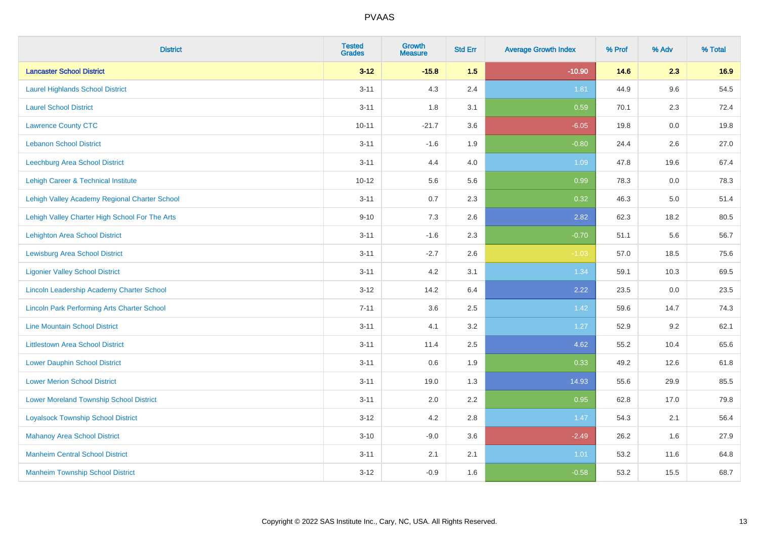# PVAAS

| District | Tested Grades | Growth Measure | Std Err | Average Growth Index | % Prof | % Adv | % Total |
|---|---|---|---|---|---|---|---|
| **Lancaster School District** | **3-12** | **-15.8** | **1.5** | **-10.90** | **14.6** | **2.3** | **16.9** |
| Laurel Highlands School District | 3-11 | 4.3 | 2.4 | 1.81 | 44.9 | 9.6 | 54.5 |
| Laurel School District | 3-11 | 1.8 | 3.1 | 0.59 | 70.1 | 2.3 | 72.4 |
| Lawrence County CTC | 10-11 | -21.7 | 3.6 | -6.05 | 19.8 | 0.0 | 19.8 |
| Lebanon School District | 3-11 | -1.6 | 1.9 | -0.80 | 24.4 | 2.6 | 27.0 |
| Leechburg Area School District | 3-11 | 4.4 | 4.0 | 1.09 | 47.8 | 19.6 | 67.4 |
| Lehigh Career & Technical Institute | 10-12 | 5.6 | 5.6 | 0.99 | 78.3 | 0.0 | 78.3 |
| Lehigh Valley Academy Regional Charter School | 3-11 | 0.7 | 2.3 | 0.32 | 46.3 | 5.0 | 51.4 |
| Lehigh Valley Charter High School For The Arts | 9-10 | 7.3 | 2.6 | 2.82 | 62.3 | 18.2 | 80.5 |
| Lehighton Area School District | 3-11 | -1.6 | 2.3 | -0.70 | 51.1 | 5.6 | 56.7 |
| Lewisburg Area School District | 3-11 | -2.7 | 2.6 | -1.03 | 57.0 | 18.5 | 75.6 |
| Ligonier Valley School District | 3-11 | 4.2 | 3.1 | 1.34 | 59.1 | 10.3 | 69.5 |
| Lincoln Leadership Academy Charter School | 3-12 | 14.2 | 6.4 | 2.22 | 23.5 | 0.0 | 23.5 |
| Lincoln Park Performing Arts Charter School | 7-11 | 3.6 | 2.5 | 1.42 | 59.6 | 14.7 | 74.3 |
| Line Mountain School District | 3-11 | 4.1 | 3.2 | 1.27 | 52.9 | 9.2 | 62.1 |
| Littlestown Area School District | 3-11 | 11.4 | 2.5 | 4.62 | 55.2 | 10.4 | 65.6 |
| Lower Dauphin School District | 3-11 | 0.6 | 1.9 | 0.33 | 49.2 | 12.6 | 61.8 |
| Lower Merion School District | 3-11 | 19.0 | 1.3 | 14.93 | 55.6 | 29.9 | 85.5 |
| Lower Moreland Township School District | 3-11 | 2.0 | 2.2 | 0.95 | 62.8 | 17.0 | 79.8 |
| Loyalsock Township School District | 3-12 | 4.2 | 2.8 | 1.47 | 54.3 | 2.1 | 56.4 |
| Mahanoy Area School District | 3-10 | -9.0 | 3.6 | -2.49 | 26.2 | 1.6 | 27.9 |
| Manheim Central School District | 3-11 | 2.1 | 2.1 | 1.01 | 53.2 | 11.6 | 64.8 |
| Manheim Township School District | 3-12 | -0.9 | 1.6 | -0.58 | 53.2 | 15.5 | 68.7 |

Copyright © 2022 SAS Institute Inc., Cary, NC, USA. All Rights Reserved.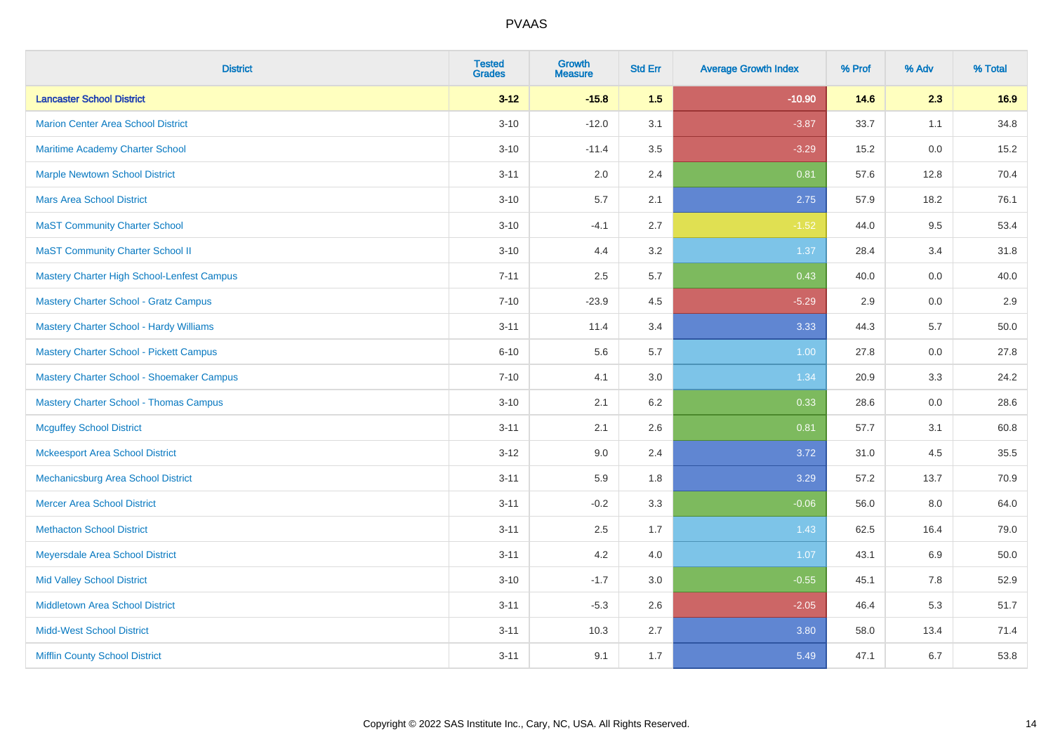| District | Tested Grades | Growth Measure | Std Err | Average Growth Index | % Prof | % Adv | % Total |
|---|---|---|---|---|---|---|---|
| **Lancaster School District** | **3-12** | **-15.8** | **1.5** | **-10.90** | **14.6** | **2.3** | **16.9** |
| Marion Center Area School District | 3-10 | -12.0 | 3.1 | -3.87 | 33.7 | 1.1 | 34.8 |
| Maritime Academy Charter School | 3-10 | -11.4 | 3.5 | -3.29 | 15.2 | 0.0 | 15.2 |
| Marple Newtown School District | 3-11 | 2.0 | 2.4 | 0.81 | 57.6 | 12.8 | 70.4 |
| Mars Area School District | 3-10 | 5.7 | 2.1 | 2.75 | 57.9 | 18.2 | 76.1 |
| MaST Community Charter School | 3-10 | -4.1 | 2.7 | -1.52 | 44.0 | 9.5 | 53.4 |
| MaST Community Charter School II | 3-10 | 4.4 | 3.2 | 1.37 | 28.4 | 3.4 | 31.8 |
| Mastery Charter High School-Lenfest Campus | 7-11 | 2.5 | 5.7 | 0.43 | 40.0 | 0.0 | 40.0 |
| Mastery Charter School - Gratz Campus | 7-10 | -23.9 | 4.5 | -5.29 | 2.9 | 0.0 | 2.9 |
| Mastery Charter School - Hardy Williams | 3-11 | 11.4 | 3.4 | 3.33 | 44.3 | 5.7 | 50.0 |
| Mastery Charter School - Pickett Campus | 6-10 | 5.6 | 5.7 | 1.00 | 27.8 | 0.0 | 27.8 |
| Mastery Charter School - Shoemaker Campus | 7-10 | 4.1 | 3.0 | 1.34 | 20.9 | 3.3 | 24.2 |
| Mastery Charter School - Thomas Campus | 3-10 | 2.1 | 6.2 | 0.33 | 28.6 | 0.0 | 28.6 |
| Mcguffey School District | 3-11 | 2.1 | 2.6 | 0.81 | 57.7 | 3.1 | 60.8 |
| Mckeesport Area School District | 3-12 | 9.0 | 2.4 | 3.72 | 31.0 | 4.5 | 35.5 |
| Mechanicsburg Area School District | 3-11 | 5.9 | 1.8 | 3.29 | 57.2 | 13.7 | 70.9 |
| Mercer Area School District | 3-11 | -0.2 | 3.3 | -0.06 | 56.0 | 8.0 | 64.0 |
| Methacton School District | 3-11 | 2.5 | 1.7 | 1.43 | 62.5 | 16.4 | 79.0 |
| Meyersdale Area School District | 3-11 | 4.2 | 4.0 | 1.07 | 43.1 | 6.9 | 50.0 |
| Mid Valley School District | 3-10 | -1.7 | 3.0 | -0.55 | 45.1 | 7.8 | 52.9 |
| Middletown Area School District | 3-11 | -5.3 | 2.6 | -2.05 | 46.4 | 5.3 | 51.7 |
| Midd-West School District | 3-11 | 10.3 | 2.7 | 3.80 | 58.0 | 13.4 | 71.4 |
| Mifflin County School District | 3-11 | 9.1 | 1.7 | 5.49 | 47.1 | 6.7 | 53.8 |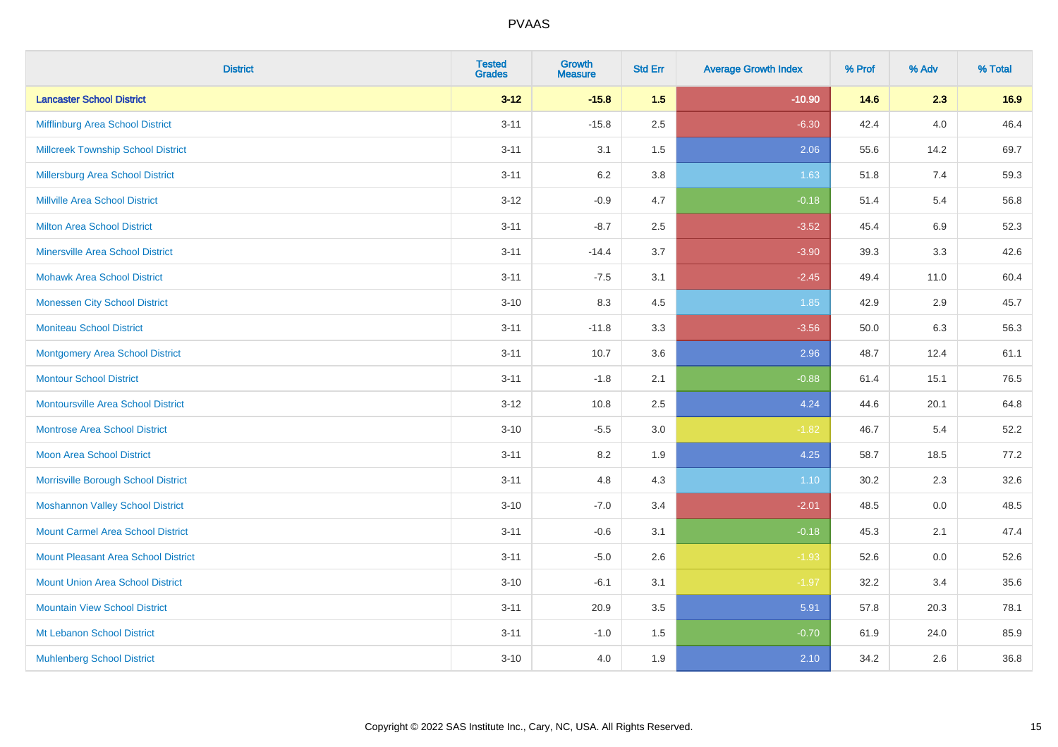| District | Tested Grades | Growth Measure | Std Err | Average Growth Index | % Prof | % Adv | % Total |
|---|---|---|---|---|---|---|---|
| **Lancaster School District** | **3-12** | **-15.8** | **1.5** | **-10.90** | **14.6** | **2.3** | **16.9** |
| Mifflinburg Area School District | 3-11 | -15.8 | 2.5 | -6.30 | 42.4 | 4.0 | 46.4 |
| Millcreek Township School District | 3-11 | 3.1 | 1.5 | 2.06 | 55.6 | 14.2 | 69.7 |
| Millersburg Area School District | 3-11 | 6.2 | 3.8 | 1.63 | 51.8 | 7.4 | 59.3 |
| Millville Area School District | 3-12 | -0.9 | 4.7 | -0.18 | 51.4 | 5.4 | 56.8 |
| Milton Area School District | 3-11 | -8.7 | 2.5 | -3.52 | 45.4 | 6.9 | 52.3 |
| Minersville Area School District | 3-11 | -14.4 | 3.7 | -3.90 | 39.3 | 3.3 | 42.6 |
| Mohawk Area School District | 3-11 | -7.5 | 3.1 | -2.45 | 49.4 | 11.0 | 60.4 |
| Monessen City School District | 3-10 | 8.3 | 4.5 | 1.85 | 42.9 | 2.9 | 45.7 |
| Moniteau School District | 3-11 | -11.8 | 3.3 | -3.56 | 50.0 | 6.3 | 56.3 |
| Montgomery Area School District | 3-11 | 10.7 | 3.6 | 2.96 | 48.7 | 12.4 | 61.1 |
| Montour School District | 3-11 | -1.8 | 2.1 | -0.88 | 61.4 | 15.1 | 76.5 |
| Montoursville Area School District | 3-12 | 10.8 | 2.5 | 4.24 | 44.6 | 20.1 | 64.8 |
| Montrose Area School District | 3-10 | -5.5 | 3.0 | -1.82 | 46.7 | 5.4 | 52.2 |
| Moon Area School District | 3-11 | 8.2 | 1.9 | 4.25 | 58.7 | 18.5 | 77.2 |
| Morrisville Borough School District | 3-11 | 4.8 | 4.3 | 1.10 | 30.2 | 2.3 | 32.6 |
| Moshannon Valley School District | 3-10 | -7.0 | 3.4 | -2.01 | 48.5 | 0.0 | 48.5 |
| Mount Carmel Area School District | 3-11 | -0.6 | 3.1 | -0.18 | 45.3 | 2.1 | 47.4 |
| Mount Pleasant Area School District | 3-11 | -5.0 | 2.6 | -1.93 | 52.6 | 0.0 | 52.6 |
| Mount Union Area School District | 3-10 | -6.1 | 3.1 | -1.97 | 32.2 | 3.4 | 35.6 |
| Mountain View School District | 3-11 | 20.9 | 3.5 | 5.91 | 57.8 | 20.3 | 78.1 |
| Mt Lebanon School District | 3-11 | -1.0 | 1.5 | -0.70 | 61.9 | 24.0 | 85.9 |
| Muhlenberg School District | 3-10 | 4.0 | 1.9 | 2.10 | 34.2 | 2.6 | 36.8 |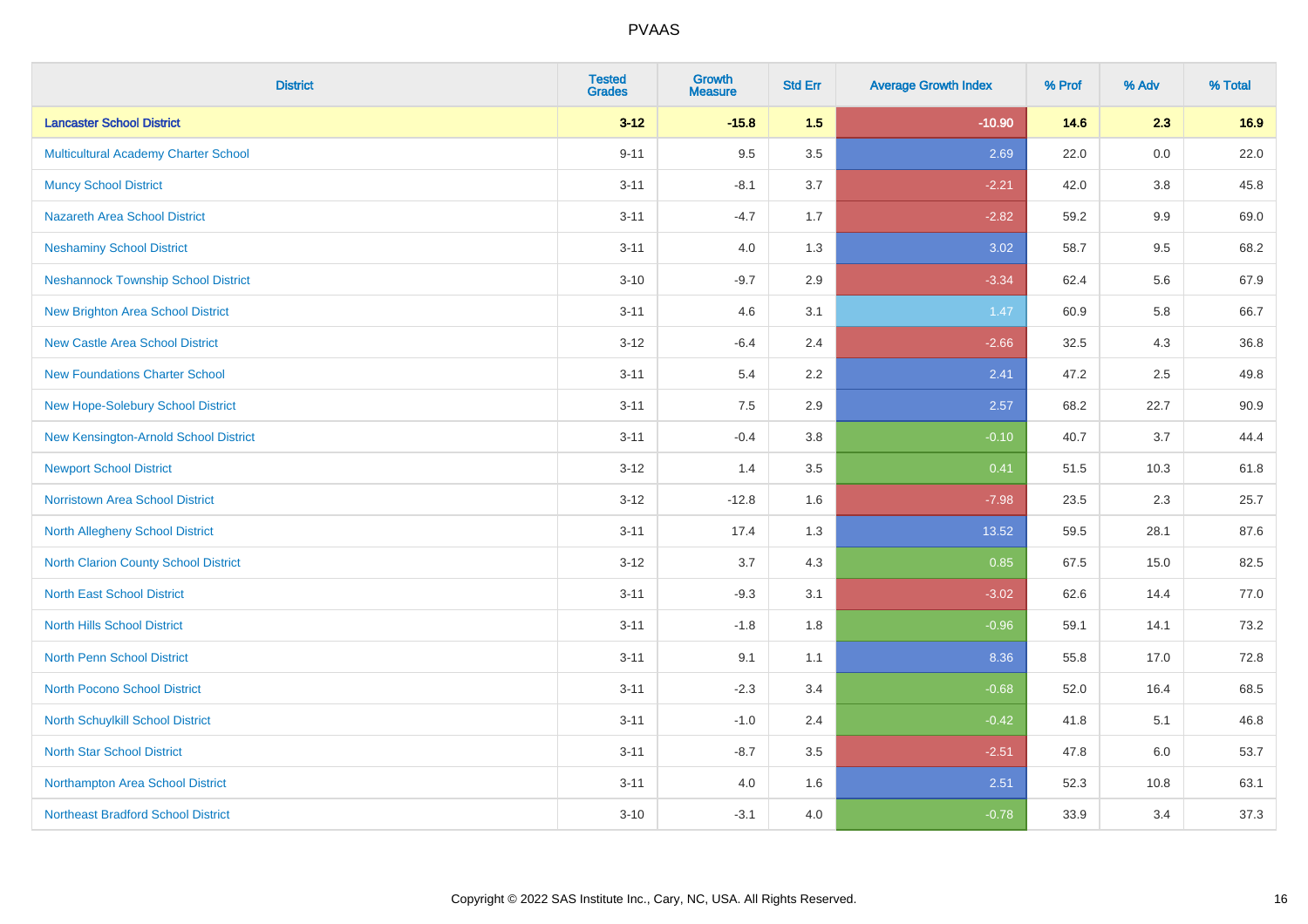PVAAS

| District | Tested Grades | Growth Measure | Std Err | Average Growth Index | % Prof | % Adv | % Total |
|---|---|---|---|---|---|---|---|
| **Lancaster School District** | **3-12** | **-15.8** | **1.5** | **-10.90** | **14.6** | **2.3** | **16.9** |
| Multicultural Academy Charter School | 9-11 | 9.5 | 3.5 | 2.69 | 22.0 | 0.0 | 22.0 |
| Muncy School District | 3-11 | -8.1 | 3.7 | -2.21 | 42.0 | 3.8 | 45.8 |
| Nazareth Area School District | 3-11 | -4.7 | 1.7 | -2.82 | 59.2 | 9.9 | 69.0 |
| Neshaminy School District | 3-11 | 4.0 | 1.3 | 3.02 | 58.7 | 9.5 | 68.2 |
| Neshannock Township School District | 3-10 | -9.7 | 2.9 | -3.34 | 62.4 | 5.6 | 67.9 |
| New Brighton Area School District | 3-11 | 4.6 | 3.1 | 1.47 | 60.9 | 5.8 | 66.7 |
| New Castle Area School District | 3-12 | -6.4 | 2.4 | -2.66 | 32.5 | 4.3 | 36.8 |
| New Foundations Charter School | 3-11 | 5.4 | 2.2 | 2.41 | 47.2 | 2.5 | 49.8 |
| New Hope-Solebury School District | 3-11 | 7.5 | 2.9 | 2.57 | 68.2 | 22.7 | 90.9 |
| New Kensington-Arnold School District | 3-11 | -0.4 | 3.8 | -0.10 | 40.7 | 3.7 | 44.4 |
| Newport School District | 3-12 | 1.4 | 3.5 | 0.41 | 51.5 | 10.3 | 61.8 |
| Norristown Area School District | 3-12 | -12.8 | 1.6 | -7.98 | 23.5 | 2.3 | 25.7 |
| North Allegheny School District | 3-11 | 17.4 | 1.3 | 13.52 | 59.5 | 28.1 | 87.6 |
| North Clarion County School District | 3-12 | 3.7 | 4.3 | 0.85 | 67.5 | 15.0 | 82.5 |
| North East School District | 3-11 | -9.3 | 3.1 | -3.02 | 62.6 | 14.4 | 77.0 |
| North Hills School District | 3-11 | -1.8 | 1.8 | -0.96 | 59.1 | 14.1 | 73.2 |
| North Penn School District | 3-11 | 9.1 | 1.1 | 8.36 | 55.8 | 17.0 | 72.8 |
| North Pocono School District | 3-11 | -2.3 | 3.4 | -0.68 | 52.0 | 16.4 | 68.5 |
| North Schuylkill School District | 3-11 | -1.0 | 2.4 | -0.42 | 41.8 | 5.1 | 46.8 |
| North Star School District | 3-11 | -8.7 | 3.5 | -2.51 | 47.8 | 6.0 | 53.7 |
| Northampton Area School District | 3-11 | 4.0 | 1.6 | 2.51 | 52.3 | 10.8 | 63.1 |
| Northeast Bradford School District | 3-10 | -3.1 | 4.0 | -0.78 | 33.9 | 3.4 | 37.3 |

Copyright © 2022 SAS Institute Inc., Cary, NC, USA. All Rights Reserved.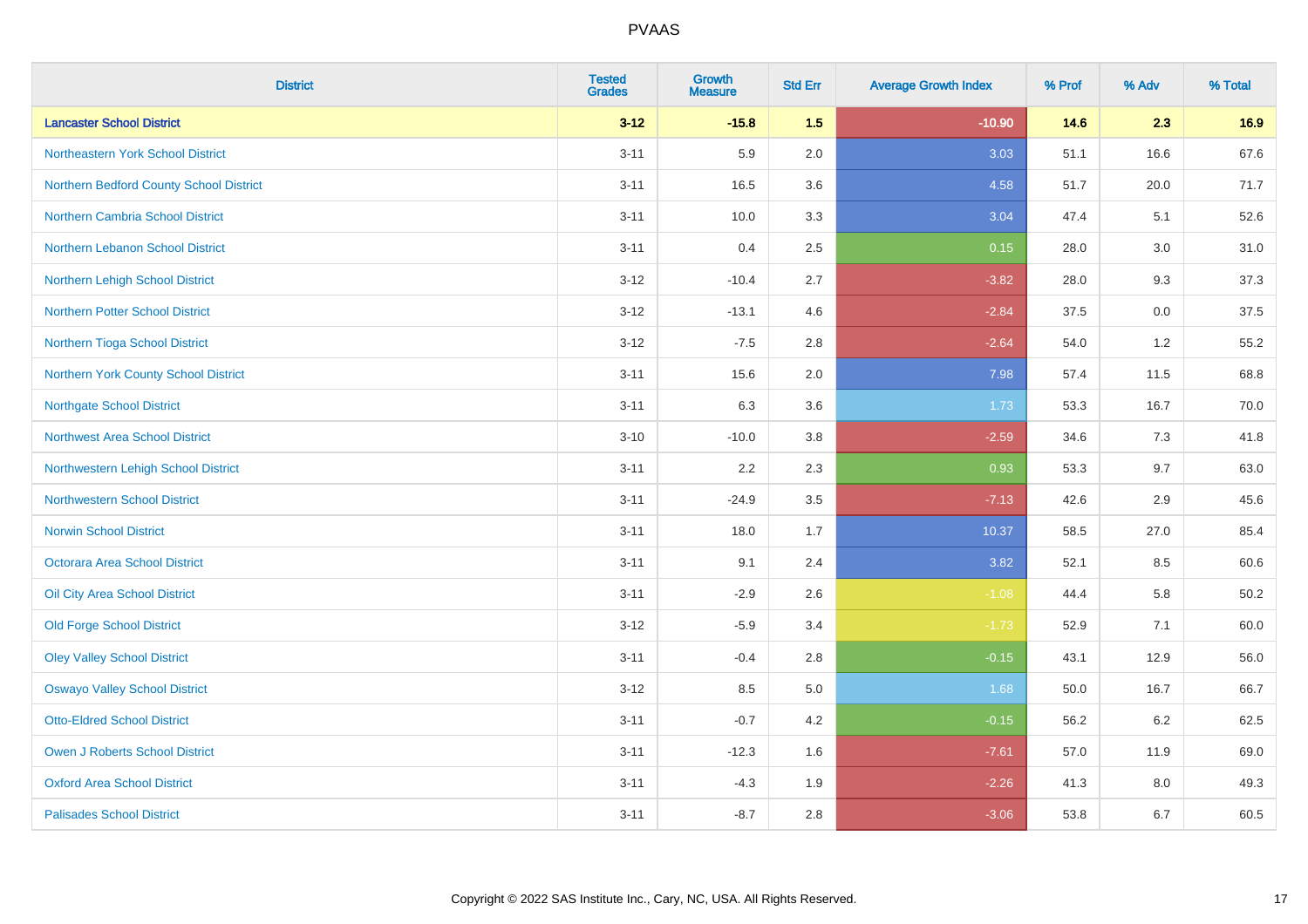# PVAAS

| District | Tested Grades | Growth Measure | Std Err | Average Growth Index | % Prof | % Adv | % Total |
|---|---|---|---|---|---|---|---|
| **Lancaster School District** | **3-12** | **-15.8** | **1.5** | **-10.90** | **14.6** | **2.3** | **16.9** |
| Northeastern York School District | 3-11 | 5.9 | 2.0 | 3.03 | 51.1 | 16.6 | 67.6 |
| Northern Bedford County School District | 3-11 | 16.5 | 3.6 | 4.58 | 51.7 | 20.0 | 71.7 |
| Northern Cambria School District | 3-11 | 10.0 | 3.3 | 3.04 | 47.4 | 5.1 | 52.6 |
| Northern Lebanon School District | 3-11 | 0.4 | 2.5 | 0.15 | 28.0 | 3.0 | 31.0 |
| Northern Lehigh School District | 3-12 | -10.4 | 2.7 | -3.82 | 28.0 | 9.3 | 37.3 |
| Northern Potter School District | 3-12 | -13.1 | 4.6 | -2.84 | 37.5 | 0.0 | 37.5 |
| Northern Tioga School District | 3-12 | -7.5 | 2.8 | -2.64 | 54.0 | 1.2 | 55.2 |
| Northern York County School District | 3-11 | 15.6 | 2.0 | 7.98 | 57.4 | 11.5 | 68.8 |
| Northgate School District | 3-11 | 6.3 | 3.6 | 1.73 | 53.3 | 16.7 | 70.0 |
| Northwest Area School District | 3-10 | -10.0 | 3.8 | -2.59 | 34.6 | 7.3 | 41.8 |
| Northwestern Lehigh School District | 3-11 | 2.2 | 2.3 | 0.93 | 53.3 | 9.7 | 63.0 |
| Northwestern School District | 3-11 | -24.9 | 3.5 | -7.13 | 42.6 | 2.9 | 45.6 |
| Norwin School District | 3-11 | 18.0 | 1.7 | 10.37 | 58.5 | 27.0 | 85.4 |
| Octorara Area School District | 3-11 | 9.1 | 2.4 | 3.82 | 52.1 | 8.5 | 60.6 |
| Oil City Area School District | 3-11 | -2.9 | 2.6 | -1.08 | 44.4 | 5.8 | 50.2 |
| Old Forge School District | 3-12 | -5.9 | 3.4 | -1.73 | 52.9 | 7.1 | 60.0 |
| Oley Valley School District | 3-11 | -0.4 | 2.8 | -0.15 | 43.1 | 12.9 | 56.0 |
| Oswayo Valley School District | 3-12 | 8.5 | 5.0 | 1.68 | 50.0 | 16.7 | 66.7 |
| Otto-Eldred School District | 3-11 | -0.7 | 4.2 | -0.15 | 56.2 | 6.2 | 62.5 |
| Owen J Roberts School District | 3-11 | -12.3 | 1.6 | -7.61 | 57.0 | 11.9 | 69.0 |
| Oxford Area School District | 3-11 | -4.3 | 1.9 | -2.26 | 41.3 | 8.0 | 49.3 |
| Palisades School District | 3-11 | -8.7 | 2.8 | -3.06 | 53.8 | 6.7 | 60.5 |

Copyright © 2022 SAS Institute Inc., Cary, NC, USA. All Rights Reserved.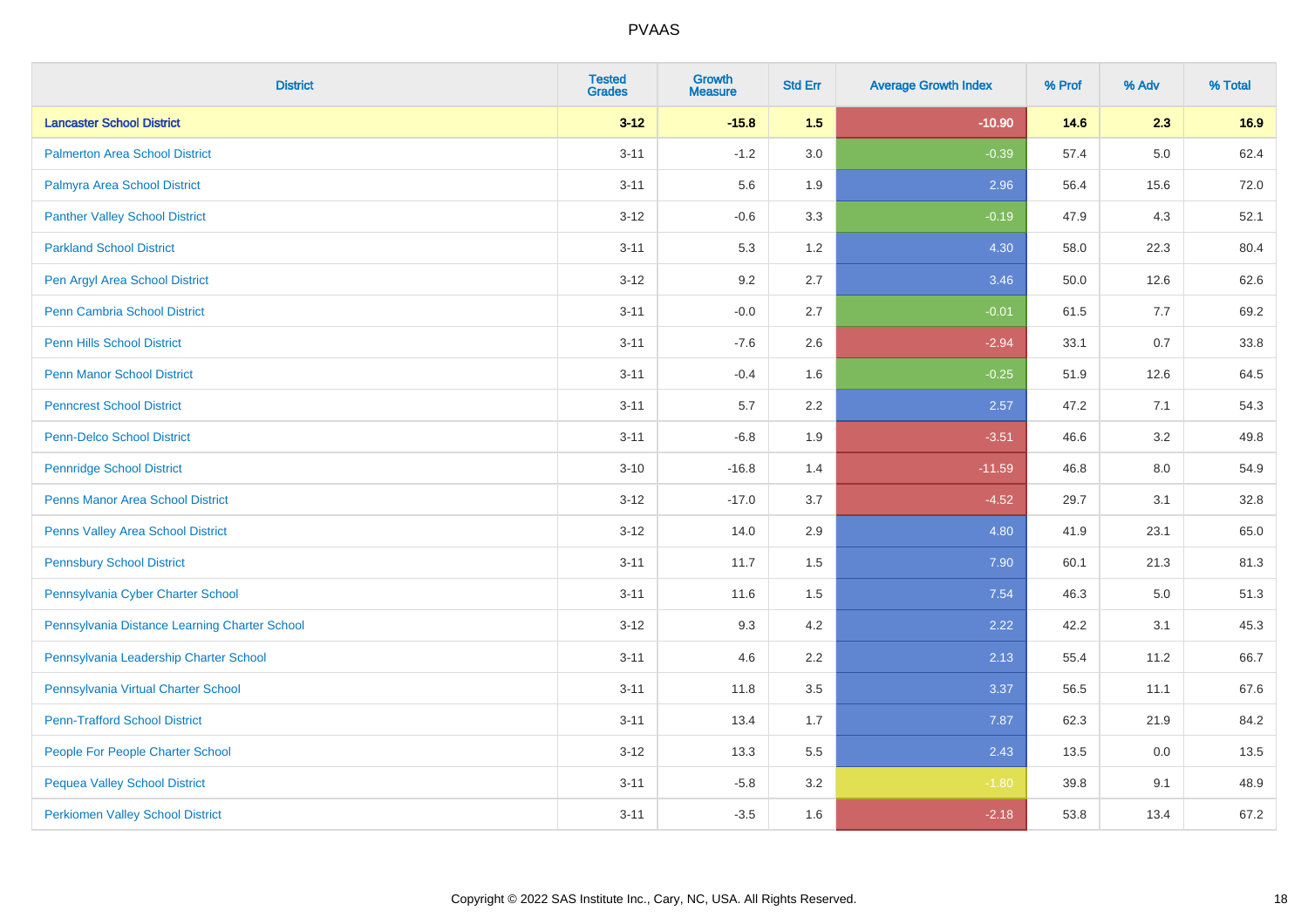# PVAAS

| District | Tested Grades | Growth Measure | Std Err | Average Growth Index | % Prof | % Adv | % Total |
|---|---|---|---|---|---|---|---|
| **Lancaster School District** | **3-12** | **-15.8** | **1.5** | **-10.90** | **14.6** | **2.3** | **16.9** |
| Palmerton Area School District | 3-11 | -1.2 | 3.0 | -0.39 | 57.4 | 5.0 | 62.4 |
| Palmyra Area School District | 3-11 | 5.6 | 1.9 | 2.96 | 56.4 | 15.6 | 72.0 |
| Panther Valley School District | 3-12 | -0.6 | 3.3 | -0.19 | 47.9 | 4.3 | 52.1 |
| Parkland School District | 3-11 | 5.3 | 1.2 | 4.30 | 58.0 | 22.3 | 80.4 |
| Pen Argyl Area School District | 3-12 | 9.2 | 2.7 | 3.46 | 50.0 | 12.6 | 62.6 |
| Penn Cambria School District | 3-11 | -0.0 | 2.7 | -0.01 | 61.5 | 7.7 | 69.2 |
| Penn Hills School District | 3-11 | -7.6 | 2.6 | -2.94 | 33.1 | 0.7 | 33.8 |
| Penn Manor School District | 3-11 | -0.4 | 1.6 | -0.25 | 51.9 | 12.6 | 64.5 |
| Penncrest School District | 3-11 | 5.7 | 2.2 | 2.57 | 47.2 | 7.1 | 54.3 |
| Penn-Delco School District | 3-11 | -6.8 | 1.9 | -3.51 | 46.6 | 3.2 | 49.8 |
| Pennridge School District | 3-10 | -16.8 | 1.4 | -11.59 | 46.8 | 8.0 | 54.9 |
| Penns Manor Area School District | 3-12 | -17.0 | 3.7 | -4.52 | 29.7 | 3.1 | 32.8 |
| Penns Valley Area School District | 3-12 | 14.0 | 2.9 | 4.80 | 41.9 | 23.1 | 65.0 |
| Pennsbury School District | 3-11 | 11.7 | 1.5 | 7.90 | 60.1 | 21.3 | 81.3 |
| Pennsylvania Cyber Charter School | 3-11 | 11.6 | 1.5 | 7.54 | 46.3 | 5.0 | 51.3 |
| Pennsylvania Distance Learning Charter School | 3-12 | 9.3 | 4.2 | 2.22 | 42.2 | 3.1 | 45.3 |
| Pennsylvania Leadership Charter School | 3-11 | 4.6 | 2.2 | 2.13 | 55.4 | 11.2 | 66.7 |
| Pennsylvania Virtual Charter School | 3-11 | 11.8 | 3.5 | 3.37 | 56.5 | 11.1 | 67.6 |
| Penn-Trafford School District | 3-11 | 13.4 | 1.7 | 7.87 | 62.3 | 21.9 | 84.2 |
| People For People Charter School | 3-12 | 13.3 | 5.5 | 2.43 | 13.5 | 0.0 | 13.5 |
| Pequea Valley School District | 3-11 | -5.8 | 3.2 | -1.80 | 39.8 | 9.1 | 48.9 |
| Perkiomen Valley School District | 3-11 | -3.5 | 1.6 | -2.18 | 53.8 | 13.4 | 67.2 |

Copyright © 2022 SAS Institute Inc., Cary, NC, USA. All Rights Reserved.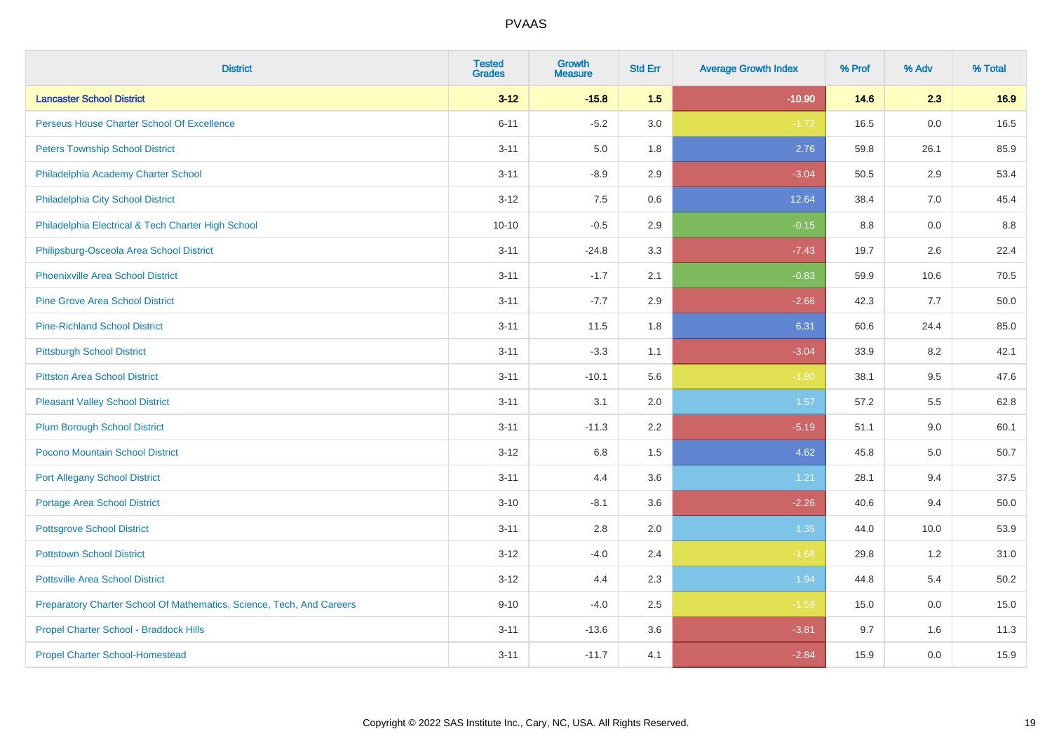# PVAAS

| District | Tested Grades | Growth Measure | Std Err | Average Growth Index | % Prof | % Adv | % Total |
|---|---|---|---|---|---|---|---|
| **Lancaster School District** | **3-12** | **-15.8** | **1.5** | **-10.90** | **14.6** | **2.3** | **16.9** |
| Perseus House Charter School Of Excellence | 6-11 | -5.2 | 3.0 | -1.72 | 16.5 | 0.0 | 16.5 |
| Peters Township School District | 3-11 | 5.0 | 1.8 | 2.76 | 59.8 | 26.1 | 85.9 |
| Philadelphia Academy Charter School | 3-11 | -8.9 | 2.9 | -3.04 | 50.5 | 2.9 | 53.4 |
| Philadelphia City School District | 3-12 | 7.5 | 0.6 | 12.64 | 38.4 | 7.0 | 45.4 |
| Philadelphia Electrical & Tech Charter High School | 10-10 | -0.5 | 2.9 | -0.15 | 8.8 | 0.0 | 8.8 |
| Philipsburg-Osceola Area School District | 3-11 | -24.8 | 3.3 | -7.43 | 19.7 | 2.6 | 22.4 |
| Phoenixville Area School District | 3-11 | -1.7 | 2.1 | -0.83 | 59.9 | 10.6 | 70.5 |
| Pine Grove Area School District | 3-11 | -7.7 | 2.9 | -2.66 | 42.3 | 7.7 | 50.0 |
| Pine-Richland School District | 3-11 | 11.5 | 1.8 | 6.31 | 60.6 | 24.4 | 85.0 |
| Pittsburgh School District | 3-11 | -3.3 | 1.1 | -3.04 | 33.9 | 8.2 | 42.1 |
| Pittston Area School District | 3-11 | -10.1 | 5.6 | -1.80 | 38.1 | 9.5 | 47.6 |
| Pleasant Valley School District | 3-11 | 3.1 | 2.0 | 1.57 | 57.2 | 5.5 | 62.8 |
| Plum Borough School District | 3-11 | -11.3 | 2.2 | -5.19 | 51.1 | 9.0 | 60.1 |
| Pocono Mountain School District | 3-12 | 6.8 | 1.5 | 4.62 | 45.8 | 5.0 | 50.7 |
| Port Allegany School District | 3-11 | 4.4 | 3.6 | 1.21 | 28.1 | 9.4 | 37.5 |
| Portage Area School District | 3-10 | -8.1 | 3.6 | -2.26 | 40.6 | 9.4 | 50.0 |
| Pottsgrove School District | 3-11 | 2.8 | 2.0 | 1.35 | 44.0 | 10.0 | 53.9 |
| Pottstown School District | 3-12 | -4.0 | 2.4 | -1.68 | 29.8 | 1.2 | 31.0 |
| Pottsville Area School District | 3-12 | 4.4 | 2.3 | 1.94 | 44.8 | 5.4 | 50.2 |
| Preparatory Charter School Of Mathematics, Science, Tech, And Careers | 9-10 | -4.0 | 2.5 | -1.59 | 15.0 | 0.0 | 15.0 |
| Propel Charter School - Braddock Hills | 3-11 | -13.6 | 3.6 | -3.81 | 9.7 | 1.6 | 11.3 |
| Propel Charter School-Homestead | 3-11 | -11.7 | 4.1 | -2.84 | 15.9 | 0.0 | 15.9 |

Copyright © 2022 SAS Institute Inc., Cary, NC, USA. All Rights Reserved.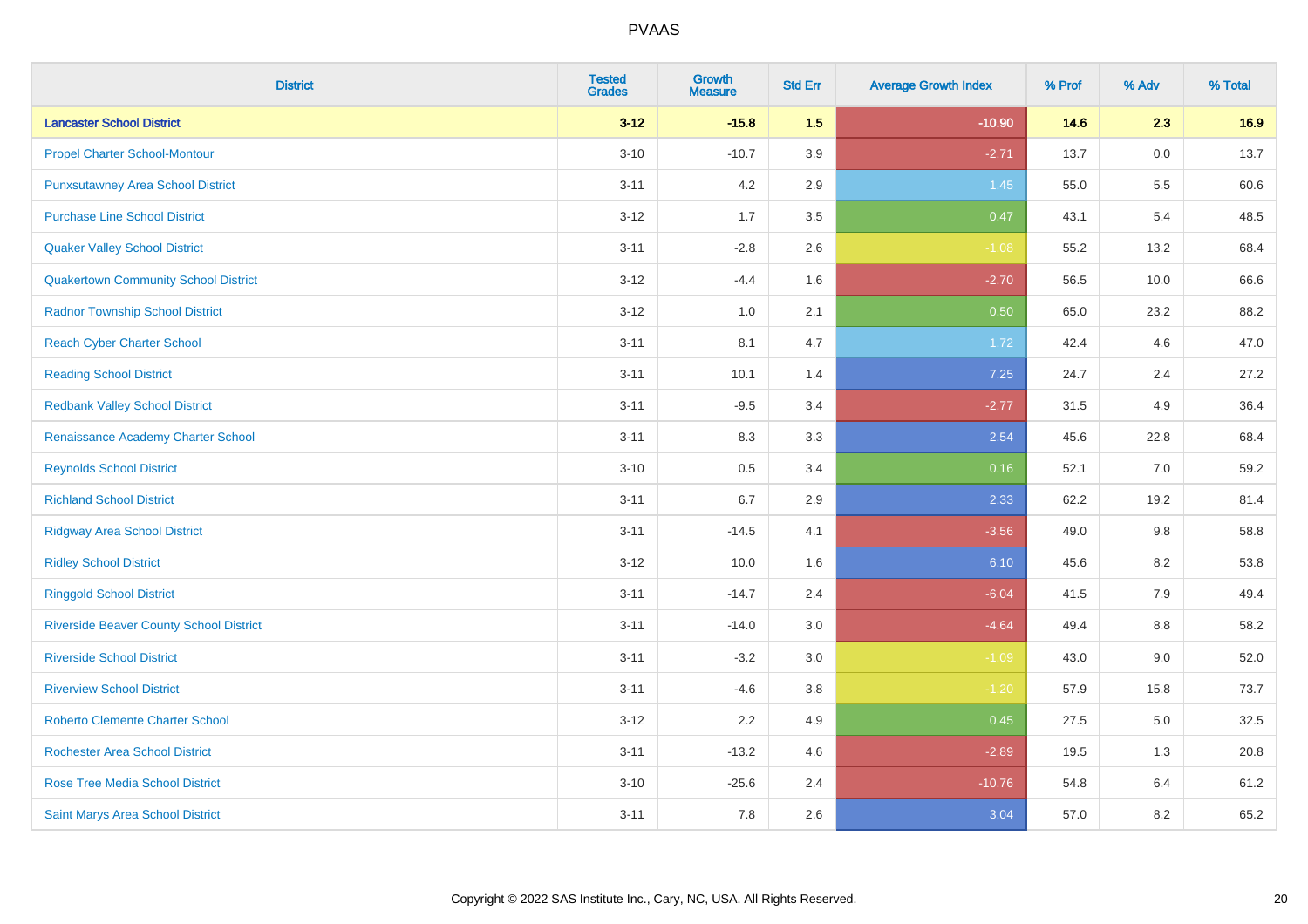# PVAAS

| District | Tested Grades | Growth Measure | Std Err | Average Growth Index | % Prof | % Adv | % Total |
|---|---|---|---|---|---|---|---|
| **Lancaster School District** | **3-12** | **-15.8** | **1.5** | **-10.90** | **14.6** | **2.3** | **16.9** |
| Propel Charter School-Montour | 3-10 | -10.7 | 3.9 | -2.71 | 13.7 | 0.0 | 13.7 |
| Punxsutawney Area School District | 3-11 | 4.2 | 2.9 | 1.45 | 55.0 | 5.5 | 60.6 |
| Purchase Line School District | 3-12 | 1.7 | 3.5 | 0.47 | 43.1 | 5.4 | 48.5 |
| Quaker Valley School District | 3-11 | -2.8 | 2.6 | -1.08 | 55.2 | 13.2 | 68.4 |
| Quakertown Community School District | 3-12 | -4.4 | 1.6 | -2.70 | 56.5 | 10.0 | 66.6 |
| Radnor Township School District | 3-12 | 1.0 | 2.1 | 0.50 | 65.0 | 23.2 | 88.2 |
| Reach Cyber Charter School | 3-11 | 8.1 | 4.7 | 1.72 | 42.4 | 4.6 | 47.0 |
| Reading School District | 3-11 | 10.1 | 1.4 | 7.25 | 24.7 | 2.4 | 27.2 |
| Redbank Valley School District | 3-11 | -9.5 | 3.4 | -2.77 | 31.5 | 4.9 | 36.4 |
| Renaissance Academy Charter School | 3-11 | 8.3 | 3.3 | 2.54 | 45.6 | 22.8 | 68.4 |
| Reynolds School District | 3-10 | 0.5 | 3.4 | 0.16 | 52.1 | 7.0 | 59.2 |
| Richland School District | 3-11 | 6.7 | 2.9 | 2.33 | 62.2 | 19.2 | 81.4 |
| Ridgway Area School District | 3-11 | -14.5 | 4.1 | -3.56 | 49.0 | 9.8 | 58.8 |
| Ridley School District | 3-12 | 10.0 | 1.6 | 6.10 | 45.6 | 8.2 | 53.8 |
| Ringgold School District | 3-11 | -14.7 | 2.4 | -6.04 | 41.5 | 7.9 | 49.4 |
| Riverside Beaver County School District | 3-11 | -14.0 | 3.0 | -4.64 | 49.4 | 8.8 | 58.2 |
| Riverside School District | 3-11 | -3.2 | 3.0 | -1.09 | 43.0 | 9.0 | 52.0 |
| Riverview School District | 3-11 | -4.6 | 3.8 | -1.20 | 57.9 | 15.8 | 73.7 |
| Roberto Clemente Charter School | 3-12 | 2.2 | 4.9 | 0.45 | 27.5 | 5.0 | 32.5 |
| Rochester Area School District | 3-11 | -13.2 | 4.6 | -2.89 | 19.5 | 1.3 | 20.8 |
| Rose Tree Media School District | 3-10 | -25.6 | 2.4 | -10.76 | 54.8 | 6.4 | 61.2 |
| Saint Marys Area School District | 3-11 | 7.8 | 2.6 | 3.04 | 57.0 | 8.2 | 65.2 |

Copyright © 2022 SAS Institute Inc., Cary, NC, USA. All Rights Reserved.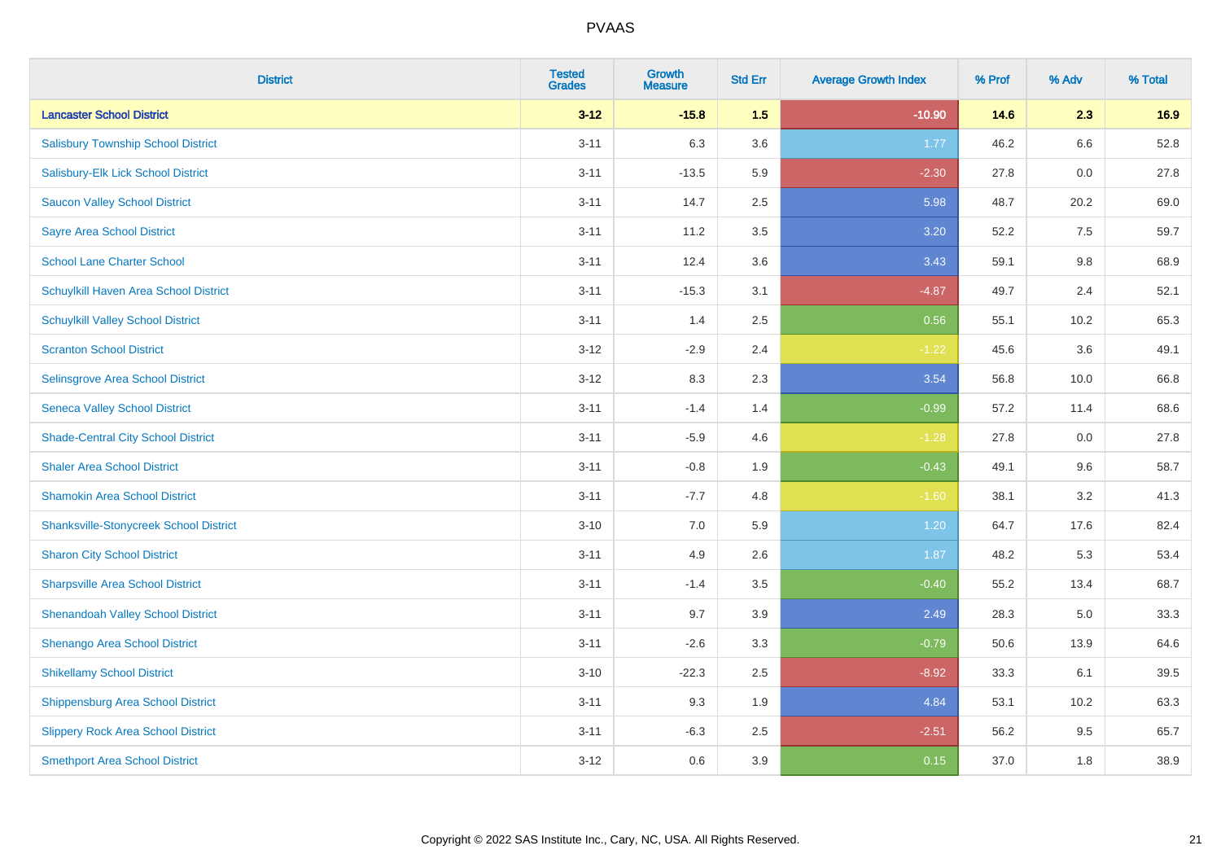PVAAS

| District | Tested Grades | Growth Measure | Std Err | Average Growth Index | % Prof | % Adv | % Total |
|---|---|---|---|---|---|---|---|
| **Lancaster School District** | **3-12** | **-15.8** | **1.5** | **-10.90** | **14.6** | **2.3** | **16.9** |
| Salisbury Township School District | 3-11 | 6.3 | 3.6 | 1.77 | 46.2 | 6.6 | 52.8 |
| Salisbury-Elk Lick School District | 3-11 | -13.5 | 5.9 | -2.30 | 27.8 | 0.0 | 27.8 |
| Saucon Valley School District | 3-11 | 14.7 | 2.5 | 5.98 | 48.7 | 20.2 | 69.0 |
| Sayre Area School District | 3-11 | 11.2 | 3.5 | 3.20 | 52.2 | 7.5 | 59.7 |
| School Lane Charter School | 3-11 | 12.4 | 3.6 | 3.43 | 59.1 | 9.8 | 68.9 |
| Schuylkill Haven Area School District | 3-11 | -15.3 | 3.1 | -4.87 | 49.7 | 2.4 | 52.1 |
| Schuylkill Valley School District | 3-11 | 1.4 | 2.5 | 0.56 | 55.1 | 10.2 | 65.3 |
| Scranton School District | 3-12 | -2.9 | 2.4 | -1.22 | 45.6 | 3.6 | 49.1 |
| Selinsgrove Area School District | 3-12 | 8.3 | 2.3 | 3.54 | 56.8 | 10.0 | 66.8 |
| Seneca Valley School District | 3-11 | -1.4 | 1.4 | -0.99 | 57.2 | 11.4 | 68.6 |
| Shade-Central City School District | 3-11 | -5.9 | 4.6 | -1.28 | 27.8 | 0.0 | 27.8 |
| Shaler Area School District | 3-11 | -0.8 | 1.9 | -0.43 | 49.1 | 9.6 | 58.7 |
| Shamokin Area School District | 3-11 | -7.7 | 4.8 | -1.60 | 38.1 | 3.2 | 41.3 |
| Shanksville-Stonycreek School District | 3-10 | 7.0 | 5.9 | 1.20 | 64.7 | 17.6 | 82.4 |
| Sharon City School District | 3-11 | 4.9 | 2.6 | 1.87 | 48.2 | 5.3 | 53.4 |
| Sharpsville Area School District | 3-11 | -1.4 | 3.5 | -0.40 | 55.2 | 13.4 | 68.7 |
| Shenandoah Valley School District | 3-11 | 9.7 | 3.9 | 2.49 | 28.3 | 5.0 | 33.3 |
| Shenango Area School District | 3-11 | -2.6 | 3.3 | -0.79 | 50.6 | 13.9 | 64.6 |
| Shikellamy School District | 3-10 | -22.3 | 2.5 | -8.92 | 33.3 | 6.1 | 39.5 |
| Shippensburg Area School District | 3-11 | 9.3 | 1.9 | 4.84 | 53.1 | 10.2 | 63.3 |
| Slippery Rock Area School District | 3-11 | -6.3 | 2.5 | -2.51 | 56.2 | 9.5 | 65.7 |
| Smethport Area School District | 3-12 | 0.6 | 3.9 | 0.15 | 37.0 | 1.8 | 38.9 |

Copyright © 2022 SAS Institute Inc., Cary, NC, USA. All Rights Reserved.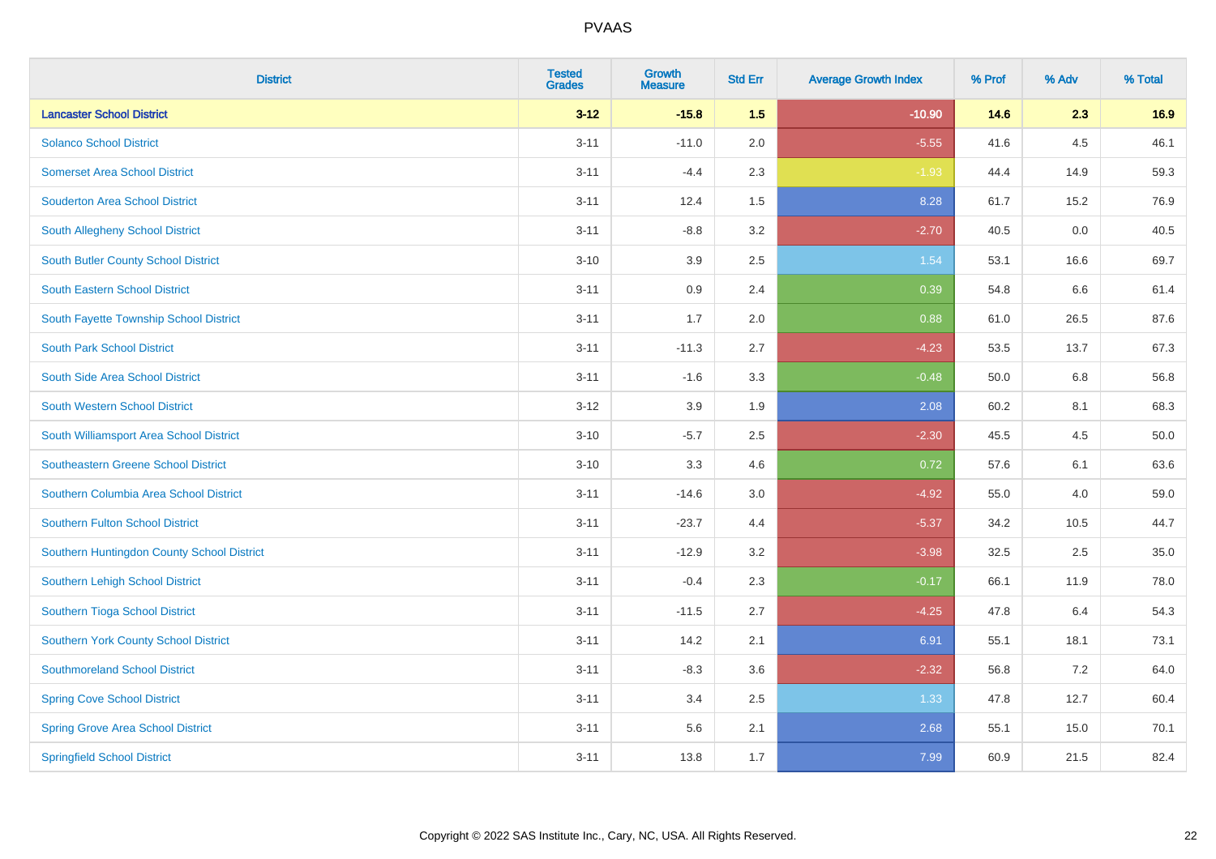| District | Tested Grades | Growth Measure | Std Err | Average Growth Index | % Prof | % Adv | % Total |
|---|---|---|---|---|---|---|---|
| **Lancaster School District** | **3-12** | **-15.8** | **1.5** | **-10.90** | **14.6** | **2.3** | **16.9** |
| Solanco School District | 3-11 | -11.0 | 2.0 | -5.55 | 41.6 | 4.5 | 46.1 |
| Somerset Area School District | 3-11 | -4.4 | 2.3 | -1.93 | 44.4 | 14.9 | 59.3 |
| Souderton Area School District | 3-11 | 12.4 | 1.5 | 8.28 | 61.7 | 15.2 | 76.9 |
| South Allegheny School District | 3-11 | -8.8 | 3.2 | -2.70 | 40.5 | 0.0 | 40.5 |
| South Butler County School District | 3-10 | 3.9 | 2.5 | 1.54 | 53.1 | 16.6 | 69.7 |
| South Eastern School District | 3-11 | 0.9 | 2.4 | 0.39 | 54.8 | 6.6 | 61.4 |
| South Fayette Township School District | 3-11 | 1.7 | 2.0 | 0.88 | 61.0 | 26.5 | 87.6 |
| South Park School District | 3-11 | -11.3 | 2.7 | -4.23 | 53.5 | 13.7 | 67.3 |
| South Side Area School District | 3-11 | -1.6 | 3.3 | -0.48 | 50.0 | 6.8 | 56.8 |
| South Western School District | 3-12 | 3.9 | 1.9 | 2.08 | 60.2 | 8.1 | 68.3 |
| South Williamsport Area School District | 3-10 | -5.7 | 2.5 | -2.30 | 45.5 | 4.5 | 50.0 |
| Southeastern Greene School District | 3-10 | 3.3 | 4.6 | 0.72 | 57.6 | 6.1 | 63.6 |
| Southern Columbia Area School District | 3-11 | -14.6 | 3.0 | -4.92 | 55.0 | 4.0 | 59.0 |
| Southern Fulton School District | 3-11 | -23.7 | 4.4 | -5.37 | 34.2 | 10.5 | 44.7 |
| Southern Huntingdon County School District | 3-11 | -12.9 | 3.2 | -3.98 | 32.5 | 2.5 | 35.0 |
| Southern Lehigh School District | 3-11 | -0.4 | 2.3 | -0.17 | 66.1 | 11.9 | 78.0 |
| Southern Tioga School District | 3-11 | -11.5 | 2.7 | -4.25 | 47.8 | 6.4 | 54.3 |
| Southern York County School District | 3-11 | 14.2 | 2.1 | 6.91 | 55.1 | 18.1 | 73.1 |
| Southmoreland School District | 3-11 | -8.3 | 3.6 | -2.32 | 56.8 | 7.2 | 64.0 |
| Spring Cove School District | 3-11 | 3.4 | 2.5 | 1.33 | 47.8 | 12.7 | 60.4 |
| Spring Grove Area School District | 3-11 | 5.6 | 2.1 | 2.68 | 55.1 | 15.0 | 70.1 |
| Springfield School District | 3-11 | 13.8 | 1.7 | 7.99 | 60.9 | 21.5 | 82.4 |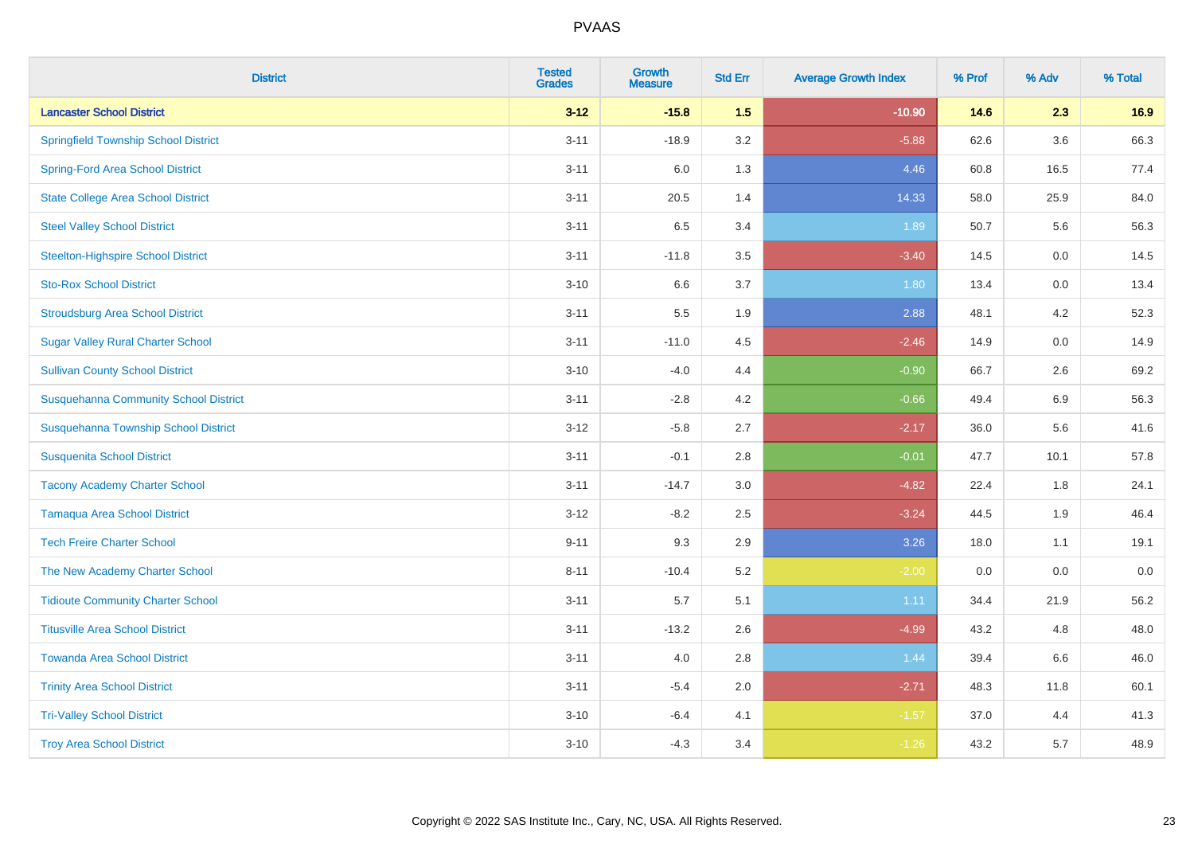# PVAAS

| District | Tested Grades | Growth Measure | Std Err | Average Growth Index | % Prof | % Adv | % Total |
|---|---|---|---|---|---|---|---|
| **Lancaster School District** | **3-12** | **-15.8** | **1.5** | **-10.90** | **14.6** | **2.3** | **16.9** |
| Springfield Township School District | 3-11 | -18.9 | 3.2 | -5.88 | 62.6 | 3.6 | 66.3 |
| Spring-Ford Area School District | 3-11 | 6.0 | 1.3 | 4.46 | 60.8 | 16.5 | 77.4 |
| State College Area School District | 3-11 | 20.5 | 1.4 | 14.33 | 58.0 | 25.9 | 84.0 |
| Steel Valley School District | 3-11 | 6.5 | 3.4 | 1.89 | 50.7 | 5.6 | 56.3 |
| Steelton-Highspire School District | 3-11 | -11.8 | 3.5 | -3.40 | 14.5 | 0.0 | 14.5 |
| Sto-Rox School District | 3-10 | 6.6 | 3.7 | 1.80 | 13.4 | 0.0 | 13.4 |
| Stroudsburg Area School District | 3-11 | 5.5 | 1.9 | 2.88 | 48.1 | 4.2 | 52.3 |
| Sugar Valley Rural Charter School | 3-11 | -11.0 | 4.5 | -2.46 | 14.9 | 0.0 | 14.9 |
| Sullivan County School District | 3-10 | -4.0 | 4.4 | -0.90 | 66.7 | 2.6 | 69.2 |
| Susquehanna Community School District | 3-11 | -2.8 | 4.2 | -0.66 | 49.4 | 6.9 | 56.3 |
| Susquehanna Township School District | 3-12 | -5.8 | 2.7 | -2.17 | 36.0 | 5.6 | 41.6 |
| Susquenita School District | 3-11 | -0.1 | 2.8 | -0.01 | 47.7 | 10.1 | 57.8 |
| Tacony Academy Charter School | 3-11 | -14.7 | 3.0 | -4.82 | 22.4 | 1.8 | 24.1 |
| Tamaqua Area School District | 3-12 | -8.2 | 2.5 | -3.24 | 44.5 | 1.9 | 46.4 |
| Tech Freire Charter School | 9-11 | 9.3 | 2.9 | 3.26 | 18.0 | 1.1 | 19.1 |
| The New Academy Charter School | 8-11 | -10.4 | 5.2 | -2.00 | 0.0 | 0.0 | 0.0 |
| Tidioute Community Charter School | 3-11 | 5.7 | 5.1 | 1.11 | 34.4 | 21.9 | 56.2 |
| Titusville Area School District | 3-11 | -13.2 | 2.6 | -4.99 | 43.2 | 4.8 | 48.0 |
| Towanda Area School District | 3-11 | 4.0 | 2.8 | 1.44 | 39.4 | 6.6 | 46.0 |
| Trinity Area School District | 3-11 | -5.4 | 2.0 | -2.71 | 48.3 | 11.8 | 60.1 |
| Tri-Valley School District | 3-10 | -6.4 | 4.1 | -1.57 | 37.0 | 4.4 | 41.3 |
| Troy Area School District | 3-10 | -4.3 | 3.4 | -1.26 | 43.2 | 5.7 | 48.9 |

Copyright © 2022 SAS Institute Inc., Cary, NC, USA. All Rights Reserved.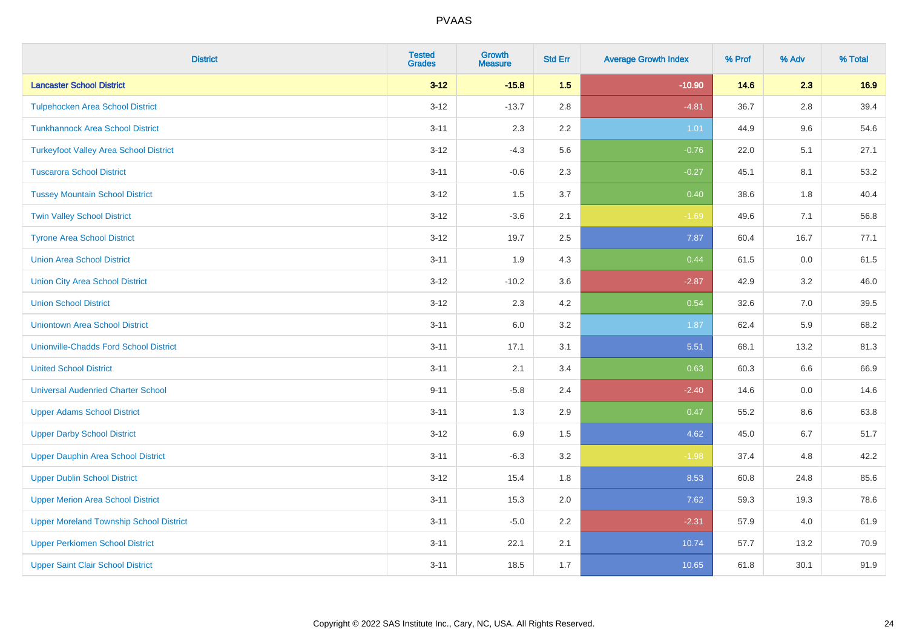# PVAAS

| District | Tested Grades | Growth Measure | Std Err | Average Growth Index | % Prof | % Adv | % Total |
|---|---|---|---|---|---|---|---|
| **Lancaster School District** | **3-12** | **-15.8** | **1.5** | **-10.90** | **14.6** | **2.3** | **16.9** |
| Tulpehocken Area School District | 3-12 | -13.7 | 2.8 | -4.81 | 36.7 | 2.8 | 39.4 |
| Tunkhannock Area School District | 3-11 | 2.3 | 2.2 | 1.01 | 44.9 | 9.6 | 54.6 |
| Turkeyfoot Valley Area School District | 3-12 | -4.3 | 5.6 | -0.76 | 22.0 | 5.1 | 27.1 |
| Tuscarora School District | 3-11 | -0.6 | 2.3 | -0.27 | 45.1 | 8.1 | 53.2 |
| Tussey Mountain School District | 3-12 | 1.5 | 3.7 | 0.40 | 38.6 | 1.8 | 40.4 |
| Twin Valley School District | 3-12 | -3.6 | 2.1 | -1.69 | 49.6 | 7.1 | 56.8 |
| Tyrone Area School District | 3-12 | 19.7 | 2.5 | 7.87 | 60.4 | 16.7 | 77.1 |
| Union Area School District | 3-11 | 1.9 | 4.3 | 0.44 | 61.5 | 0.0 | 61.5 |
| Union City Area School District | 3-12 | -10.2 | 3.6 | -2.87 | 42.9 | 3.2 | 46.0 |
| Union School District | 3-12 | 2.3 | 4.2 | 0.54 | 32.6 | 7.0 | 39.5 |
| Uniontown Area School District | 3-11 | 6.0 | 3.2 | 1.87 | 62.4 | 5.9 | 68.2 |
| Unionville-Chadds Ford School District | 3-11 | 17.1 | 3.1 | 5.51 | 68.1 | 13.2 | 81.3 |
| United School District | 3-11 | 2.1 | 3.4 | 0.63 | 60.3 | 6.6 | 66.9 |
| Universal Audenried Charter School | 9-11 | -5.8 | 2.4 | -2.40 | 14.6 | 0.0 | 14.6 |
| Upper Adams School District | 3-11 | 1.3 | 2.9 | 0.47 | 55.2 | 8.6 | 63.8 |
| Upper Darby School District | 3-12 | 6.9 | 1.5 | 4.62 | 45.0 | 6.7 | 51.7 |
| Upper Dauphin Area School District | 3-11 | -6.3 | 3.2 | -1.98 | 37.4 | 4.8 | 42.2 |
| Upper Dublin School District | 3-12 | 15.4 | 1.8 | 8.53 | 60.8 | 24.8 | 85.6 |
| Upper Merion Area School District | 3-11 | 15.3 | 2.0 | 7.62 | 59.3 | 19.3 | 78.6 |
| Upper Moreland Township School District | 3-11 | -5.0 | 2.2 | -2.31 | 57.9 | 4.0 | 61.9 |
| Upper Perkiomen School District | 3-11 | 22.1 | 2.1 | 10.74 | 57.7 | 13.2 | 70.9 |
| Upper Saint Clair School District | 3-11 | 18.5 | 1.7 | 10.65 | 61.8 | 30.1 | 91.9 |

Copyright © 2022 SAS Institute Inc., Cary, NC, USA. All Rights Reserved.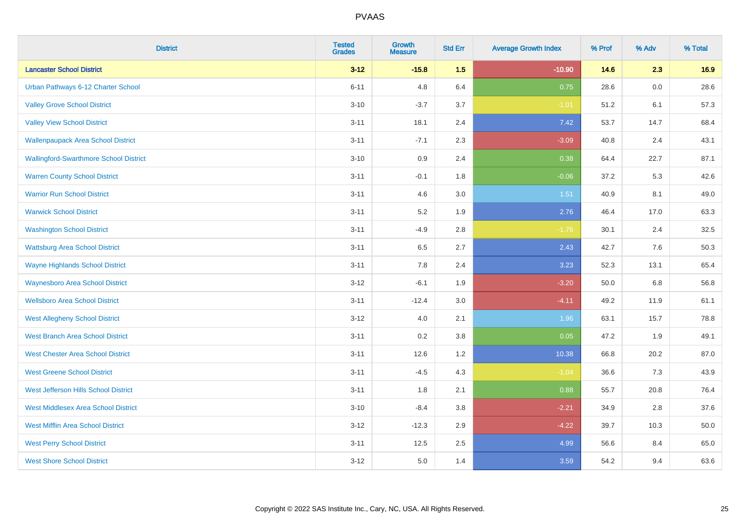| District | Tested Grades | Growth Measure | Std Err | Average Growth Index | % Prof | % Adv | % Total |
|---|---|---|---|---|---|---|---|
| **Lancaster School District** | **3-12** | **-15.8** | **1.5** | **-10.90** | **14.6** | **2.3** | **16.9** |
| Urban Pathways 6-12 Charter School | 6-11 | 4.8 | 6.4 | 0.75 | 28.6 | 0.0 | 28.6 |
| Valley Grove School District | 3-10 | -3.7 | 3.7 | -1.01 | 51.2 | 6.1 | 57.3 |
| Valley View School District | 3-11 | 18.1 | 2.4 | 7.42 | 53.7 | 14.7 | 68.4 |
| Wallenpaupack Area School District | 3-11 | -7.1 | 2.3 | -3.09 | 40.8 | 2.4 | 43.1 |
| Wallingford-Swarthmore School District | 3-10 | 0.9 | 2.4 | 0.38 | 64.4 | 22.7 | 87.1 |
| Warren County School District | 3-11 | -0.1 | 1.8 | -0.06 | 37.2 | 5.3 | 42.6 |
| Warrior Run School District | 3-11 | 4.6 | 3.0 | 1.51 | 40.9 | 8.1 | 49.0 |
| Warwick School District | 3-11 | 5.2 | 1.9 | 2.76 | 46.4 | 17.0 | 63.3 |
| Washington School District | 3-11 | -4.9 | 2.8 | -1.76 | 30.1 | 2.4 | 32.5 |
| Wattsburg Area School District | 3-11 | 6.5 | 2.7 | 2.43 | 42.7 | 7.6 | 50.3 |
| Wayne Highlands School District | 3-11 | 7.8 | 2.4 | 3.23 | 52.3 | 13.1 | 65.4 |
| Waynesboro Area School District | 3-12 | -6.1 | 1.9 | -3.20 | 50.0 | 6.8 | 56.8 |
| Wellsboro Area School District | 3-11 | -12.4 | 3.0 | -4.11 | 49.2 | 11.9 | 61.1 |
| West Allegheny School District | 3-12 | 4.0 | 2.1 | 1.96 | 63.1 | 15.7 | 78.8 |
| West Branch Area School District | 3-11 | 0.2 | 3.8 | 0.05 | 47.2 | 1.9 | 49.1 |
| West Chester Area School District | 3-11 | 12.6 | 1.2 | 10.38 | 66.8 | 20.2 | 87.0 |
| West Greene School District | 3-11 | -4.5 | 4.3 | -1.04 | 36.6 | 7.3 | 43.9 |
| West Jefferson Hills School District | 3-11 | 1.8 | 2.1 | 0.88 | 55.7 | 20.8 | 76.4 |
| West Middlesex Area School District | 3-10 | -8.4 | 3.8 | -2.21 | 34.9 | 2.8 | 37.6 |
| West Mifflin Area School District | 3-12 | -12.3 | 2.9 | -4.22 | 39.7 | 10.3 | 50.0 |
| West Perry School District | 3-11 | 12.5 | 2.5 | 4.99 | 56.6 | 8.4 | 65.0 |
| West Shore School District | 3-12 | 5.0 | 1.4 | 3.59 | 54.2 | 9.4 | 63.6 |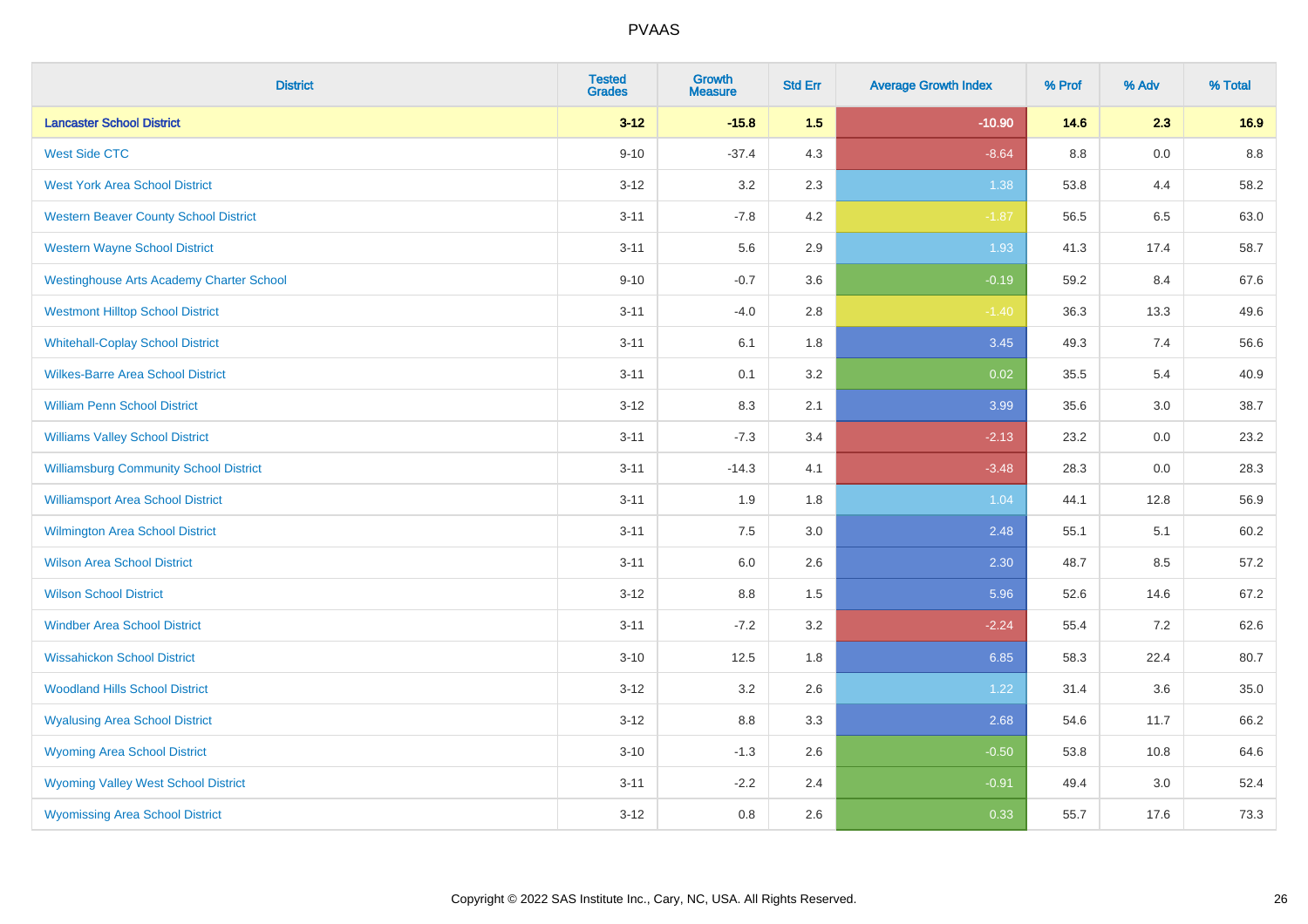# PVAAS

| District | Tested Grades | Growth Measure | Std Err | Average Growth Index | % Prof | % Adv | % Total |
|---|---|---|---|---|---|---|---|
| **Lancaster School District** | **3-12** | **-15.8** | **1.5** | **-10.90** | **14.6** | **2.3** | **16.9** |
| West Side CTC | 9-10 | -37.4 | 4.3 | -8.64 | 8.8 | 0.0 | 8.8 |
| West York Area School District | 3-12 | 3.2 | 2.3 | 1.38 | 53.8 | 4.4 | 58.2 |
| Western Beaver County School District | 3-11 | -7.8 | 4.2 | -1.87 | 56.5 | 6.5 | 63.0 |
| Western Wayne School District | 3-11 | 5.6 | 2.9 | 1.93 | 41.3 | 17.4 | 58.7 |
| Westinghouse Arts Academy Charter School | 9-10 | -0.7 | 3.6 | -0.19 | 59.2 | 8.4 | 67.6 |
| Westmont Hilltop School District | 3-11 | -4.0 | 2.8 | -1.40 | 36.3 | 13.3 | 49.6 |
| Whitehall-Coplay School District | 3-11 | 6.1 | 1.8 | 3.45 | 49.3 | 7.4 | 56.6 |
| Wilkes-Barre Area School District | 3-11 | 0.1 | 3.2 | 0.02 | 35.5 | 5.4 | 40.9 |
| William Penn School District | 3-12 | 8.3 | 2.1 | 3.99 | 35.6 | 3.0 | 38.7 |
| Williams Valley School District | 3-11 | -7.3 | 3.4 | -2.13 | 23.2 | 0.0 | 23.2 |
| Williamsburg Community School District | 3-11 | -14.3 | 4.1 | -3.48 | 28.3 | 0.0 | 28.3 |
| Williamsport Area School District | 3-11 | 1.9 | 1.8 | 1.04 | 44.1 | 12.8 | 56.9 |
| Wilmington Area School District | 3-11 | 7.5 | 3.0 | 2.48 | 55.1 | 5.1 | 60.2 |
| Wilson Area School District | 3-11 | 6.0 | 2.6 | 2.30 | 48.7 | 8.5 | 57.2 |
| Wilson School District | 3-12 | 8.8 | 1.5 | 5.96 | 52.6 | 14.6 | 67.2 |
| Windber Area School District | 3-11 | -7.2 | 3.2 | -2.24 | 55.4 | 7.2 | 62.6 |
| Wissahickon School District | 3-10 | 12.5 | 1.8 | 6.85 | 58.3 | 22.4 | 80.7 |
| Woodland Hills School District | 3-12 | 3.2 | 2.6 | 1.22 | 31.4 | 3.6 | 35.0 |
| Wyalusing Area School District | 3-12 | 8.8 | 3.3 | 2.68 | 54.6 | 11.7 | 66.2 |
| Wyoming Area School District | 3-10 | -1.3 | 2.6 | -0.50 | 53.8 | 10.8 | 64.6 |
| Wyoming Valley West School District | 3-11 | -2.2 | 2.4 | -0.91 | 49.4 | 3.0 | 52.4 |
| Wyomissing Area School District | 3-12 | 0.8 | 2.6 | 0.33 | 55.7 | 17.6 | 73.3 |

Copyright © 2022 SAS Institute Inc., Cary, NC, USA. All Rights Reserved.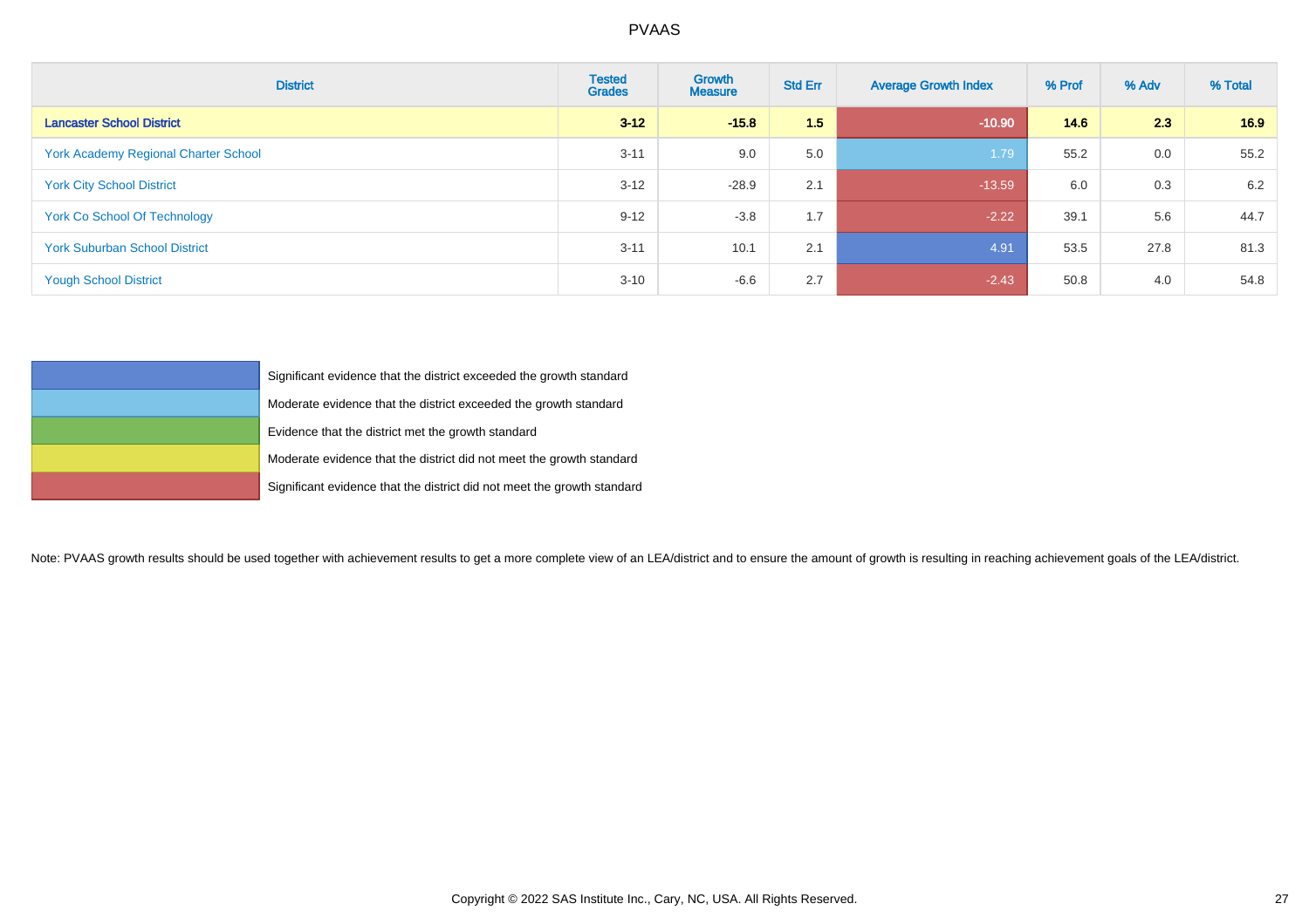# PVAAS

| District | Tested Grades | Growth Measure | Std Err | Average Growth Index | % Prof | % Adv | % Total |
|---|---|---|---|---|---|---|---|
| **Lancaster School District** | **3-12** | **-15.8** | **1.5** | **-10.90** | **14.6** | **2.3** | **16.9** |
| York Academy Regional Charter School | 3-11 | 9.0 | 5.0 | 1.79 | 55.2 | 0.0 | 55.2 |
| York City School District | 3-12 | -28.9 | 2.1 | -13.59 | 6.0 | 0.3 | 6.2 |
| York Co School Of Technology | 9-12 | -3.8 | 1.7 | -2.22 | 39.1 | 5.6 | 44.7 |
| York Suburban School District | 3-11 | 10.1 | 2.1 | 4.91 | 53.5 | 27.8 | 81.3 |
| Yough School District | 3-10 | -6.6 | 2.7 | -2.43 | 50.8 | 4.0 | 54.8 |

Significant evidence that the district exceeded the growth standard

Moderate evidence that the district exceeded the growth standard

Evidence that the district met the growth standard

Moderate evidence that the district did not meet the growth standard

Significant evidence that the district did not meet the growth standard

Note: PVAAS growth results should be used together with achievement results to get a more complete view of an LEA/district and to ensure the amount of growth is resulting in reaching achievement goals of the LEA/district.

Copyright © 2022 SAS Institute Inc., Cary, NC, USA. All Rights Reserved.